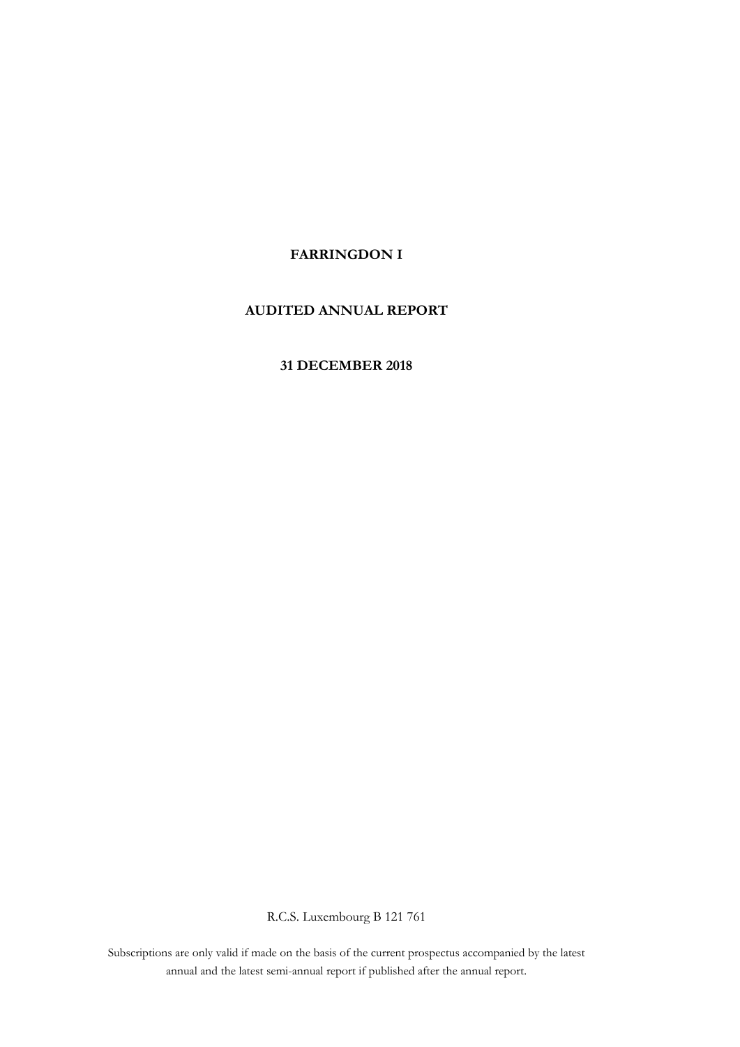# FARRINGDON I

## AUDITED ANNUAL REPORT

## 31 DECEMBER 2018

R.C.S. Luxembourg B 121 761

Subscriptions are only valid if made on the basis of the current prospectus accompanied by the latest annual and the latest semi-annual report if published after the annual report.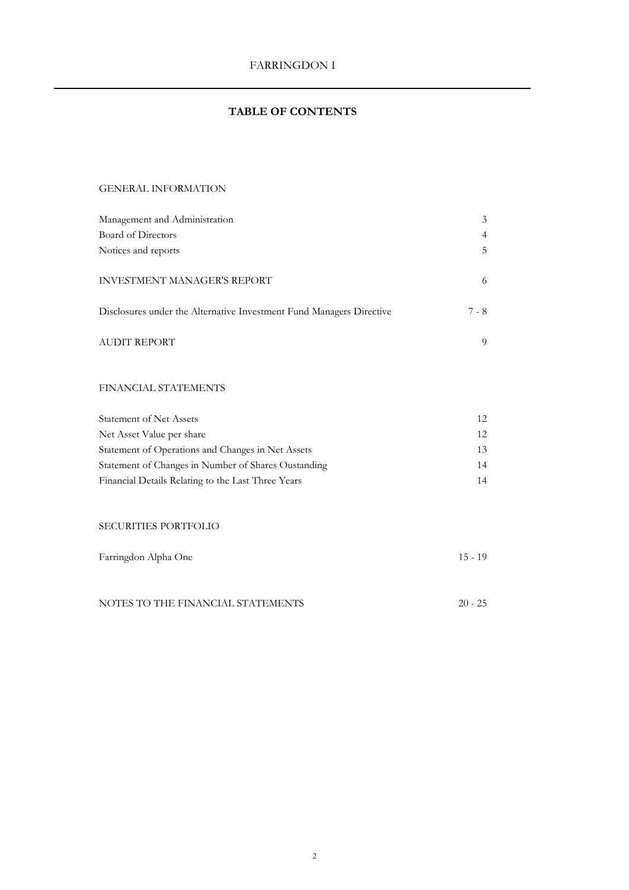# TABLE OF CONTENTS

## GENERAL INFORMATION

| | |
|---|---|
| Management and Administration | 3 |
| Board of Directors | 4 |
| Notices and reports | 5 |
| INVESTMENT MANAGER'S REPORT | 6 |
| Disclosures under the Alternative Investment Fund Managers Directive | 7 - 8 |
| AUDIT REPORT | 9 |

## FINANCIAL STATEMENTS

| | |
|---|---|
| Statement of Net Assets | 12 |
| Net Asset Value per share | 12 |
| Statement of Operations and Changes in Net Assets | 13 |
| Statement of Changes in Number of Shares Oustanding | 14 |
| Financial Details Relating to the Last Three Years | 14 |

## SECURITIES PORTFOLIO

| | |
|---|---|
| Farringdon Alpha One | 15 - 19 |

## NOTES TO THE FINANCIAL STATEMENTS

| | |
|---|---|
| NOTES TO THE FINANCIAL STATEMENTS | 20 - 25 |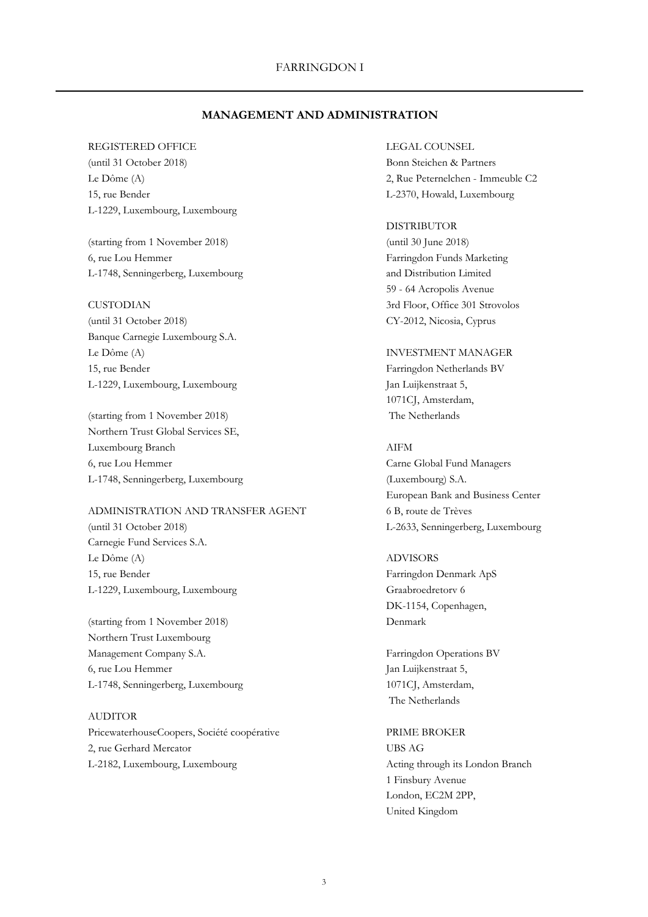## MANAGEMENT AND ADMINISTRATION

REGISTERED OFFICE
(until 31 October 2018)
Le Dôme (A)
15, rue Bender
L-1229, Luxembourg, Luxembourg

(starting from 1 November 2018)
6, rue Lou Hemmer
L-1748, Senningerberg, Luxembourg

CUSTODIAN
(until 31 October 2018)
Banque Carnegie Luxembourg S.A.
Le Dôme (A)
15, rue Bender
L-1229, Luxembourg, Luxembourg

(starting from 1 November 2018)
Northern Trust Global Services SE,
Luxembourg Branch
6, rue Lou Hemmer
L-1748, Senningerberg, Luxembourg

ADMINISTRATION AND TRANSFER AGENT
(until 31 October 2018)
Carnegie Fund Services S.A.
Le Dôme (A)
15, rue Bender
L-1229, Luxembourg, Luxembourg

(starting from 1 November 2018)
Northern Trust Luxembourg
Management Company S.A.
6, rue Lou Hemmer
L-1748, Senningerberg, Luxembourg

AUDITOR
PricewaterhouseCoopers, Société coopérative
2, rue Gerhard Mercator
L-2182, Luxembourg, Luxembourg

LEGAL COUNSEL
Bonn Steichen & Partners
2, Rue Peternelchen - Immeuble C2
L-2370, Howald, Luxembourg

DISTRIBUTOR
(until 30 June 2018)
Farringdon Funds Marketing
and Distribution Limited
59 - 64 Acropolis Avenue
3rd Floor, Office 301 Strovolos
CY-2012, Nicosia, Cyprus

INVESTMENT MANAGER
Farringdon Netherlands BV
Jan Luijkenstraat 5,
1071CJ, Amsterdam,
The Netherlands

AIFM
Carne Global Fund Managers
(Luxembourg) S.A.
European Bank and Business Center
6 B, route de Trèves
L-2633, Senningerberg, Luxembourg

ADVISORS
Farringdon Denmark ApS
Graabroedretorv 6
DK-1154, Copenhagen,
Denmark

Farringdon Operations BV
Jan Luijkenstraat 5,
1071CJ, Amsterdam,
The Netherlands

PRIME BROKER
UBS AG
Acting through its London Branch
1 Finsbury Avenue
London, EC2M 2PP,
United Kingdom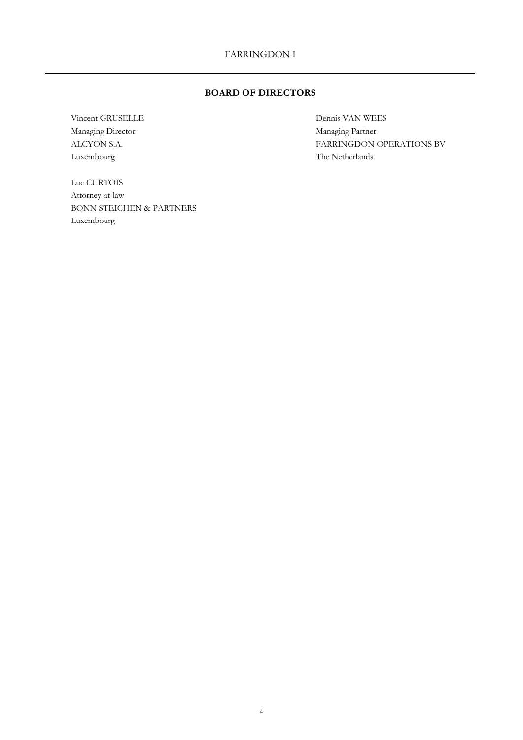## BOARD OF DIRECTORS

Vincent GRUSELLE
Managing Director
ALCYON S.A.
Luxembourg

Luc CURTOIS
Attorney-at-law
BONN STEICHEN & PARTNERS
Luxembourg

Dennis VAN WEES
Managing Partner
FARRINGDON OPERATIONS BV
The Netherlands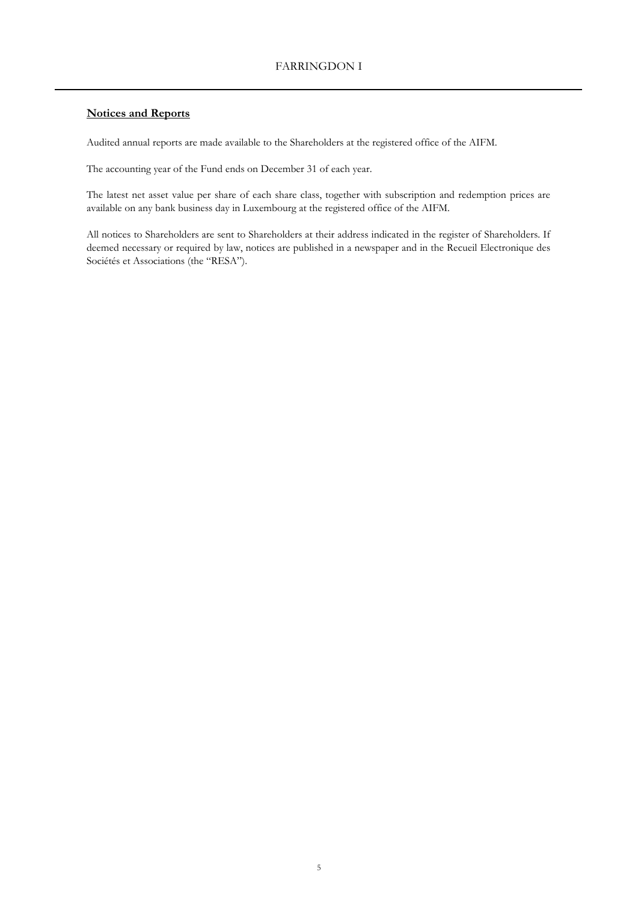## Notices and Reports

Audited annual reports are made available to the Shareholders at the registered office of the AIFM.

The accounting year of the Fund ends on December 31 of each year.

The latest net asset value per share of each share class, together with subscription and redemption prices are available on any bank business day in Luxembourg at the registered office of the AIFM.

All notices to Shareholders are sent to Shareholders at their address indicated in the register of Shareholders. If deemed necessary or required by law, notices are published in a newspaper and in the Recueil Electronique des Sociétés et Associations (the "RESA").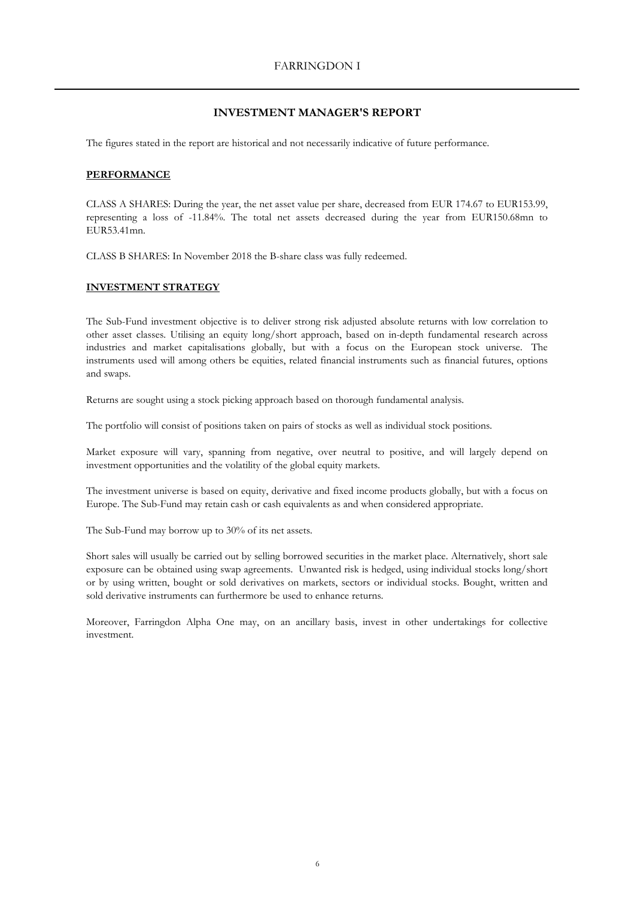## INVESTMENT MANAGER'S REPORT

The figures stated in the report are historical and not necessarily indicative of future performance.

### PERFORMANCE

CLASS A SHARES: During the year, the net asset value per share, decreased from EUR 174.67 to EUR153.99, representing a loss of -11.84%. The total net assets decreased during the year from EUR150.68mn to EUR53.41mn.

CLASS B SHARES: In November 2018 the B-share class was fully redeemed.

### INVESTMENT STRATEGY

The Sub-Fund investment objective is to deliver strong risk adjusted absolute returns with low correlation to other asset classes. Utilising an equity long/short approach, based on in-depth fundamental research across industries and market capitalisations globally, but with a focus on the European stock universe. The instruments used will among others be equities, related financial instruments such as financial futures, options and swaps.

Returns are sought using a stock picking approach based on thorough fundamental analysis.

The portfolio will consist of positions taken on pairs of stocks as well as individual stock positions.

Market exposure will vary, spanning from negative, over neutral to positive, and will largely depend on investment opportunities and the volatility of the global equity markets.

The investment universe is based on equity, derivative and fixed income products globally, but with a focus on Europe. The Sub-Fund may retain cash or cash equivalents as and when considered appropriate.

The Sub-Fund may borrow up to 30% of its net assets.

Short sales will usually be carried out by selling borrowed securities in the market place. Alternatively, short sale exposure can be obtained using swap agreements. Unwanted risk is hedged, using individual stocks long/short or by using written, bought or sold derivatives on markets, sectors or individual stocks. Bought, written and sold derivative instruments can furthermore be used to enhance returns.

Moreover, Farringdon Alpha One may, on an ancillary basis, invest in other undertakings for collective investment.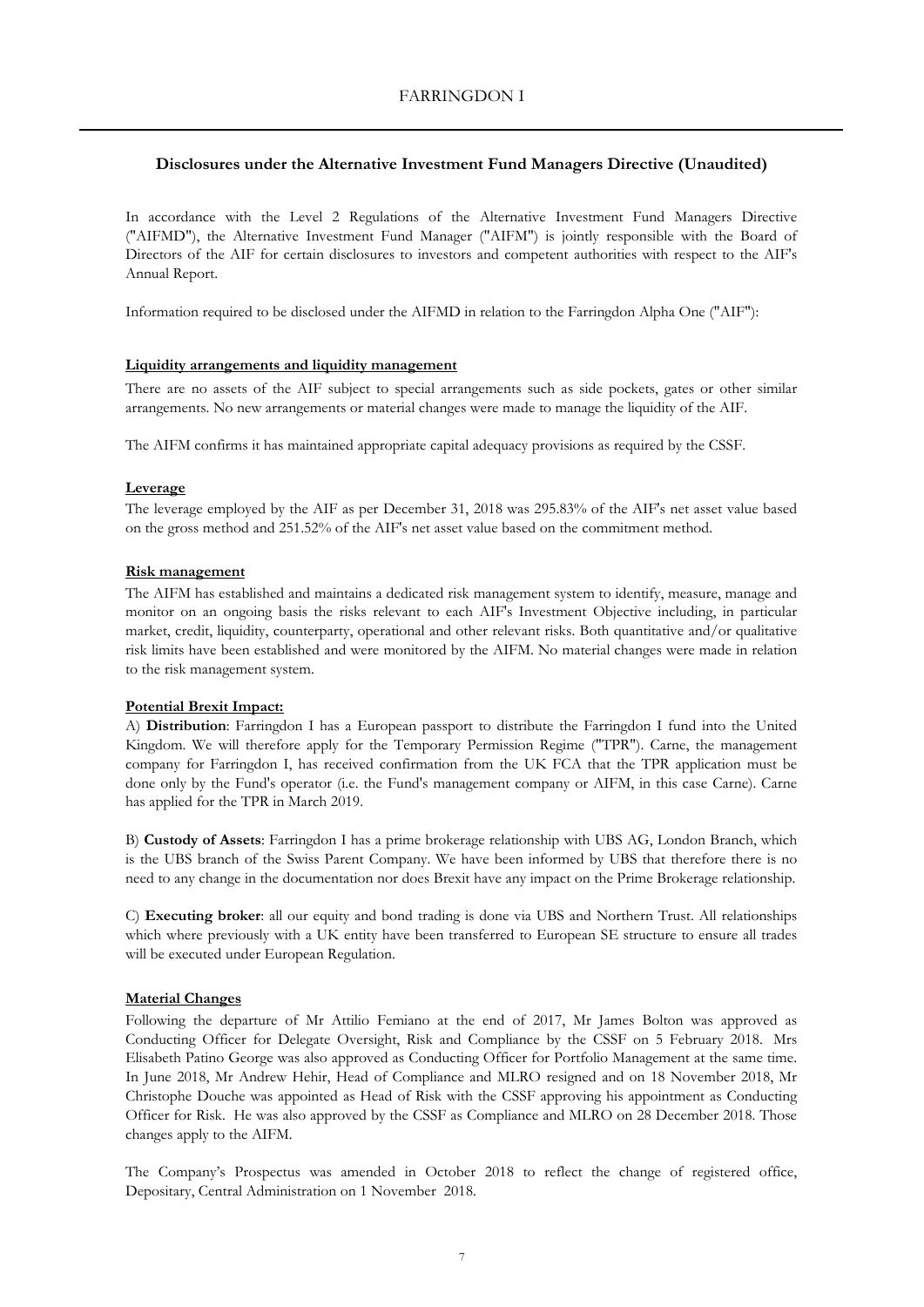## Disclosures under the Alternative Investment Fund Managers Directive (Unaudited)

In accordance with the Level 2 Regulations of the Alternative Investment Fund Managers Directive ("AIFMD"), the Alternative Investment Fund Manager ("AIFM") is jointly responsible with the Board of Directors of the AIF for certain disclosures to investors and competent authorities with respect to the AIF's Annual Report.

Information required to be disclosed under the AIFMD in relation to the Farringdon Alpha One ("AIF"):

**Liquidity arrangements and liquidity management**

There are no assets of the AIF subject to special arrangements such as side pockets, gates or other similar arrangements. No new arrangements or material changes were made to manage the liquidity of the AIF.

The AIFM confirms it has maintained appropriate capital adequacy provisions as required by the CSSF.

**Leverage**

The leverage employed by the AIF as per December 31, 2018 was 295.83% of the AIF's net asset value based on the gross method and 251.52% of the AIF's net asset value based on the commitment method.

**Risk management**

The AIFM has established and maintains a dedicated risk management system to identify, measure, manage and monitor on an ongoing basis the risks relevant to each AIF's Investment Objective including, in particular market, credit, liquidity, counterparty, operational and other relevant risks. Both quantitative and/or qualitative risk limits have been established and were monitored by the AIFM. No material changes were made in relation to the risk management system.

**Potential Brexit Impact:**

A) **Distribution**: Farringdon I has a European passport to distribute the Farringdon I fund into the United Kingdom. We will therefore apply for the Temporary Permission Regime ("TPR"). Carne, the management company for Farringdon I, has received confirmation from the UK FCA that the TPR application must be done only by the Fund's operator (i.e. the Fund's management company or AIFM, in this case Carne). Carne has applied for the TPR in March 2019.

B) **Custody of Assets**: Farringdon I has a prime brokerage relationship with UBS AG, London Branch, which is the UBS branch of the Swiss Parent Company. We have been informed by UBS that therefore there is no need to any change in the documentation nor does Brexit have any impact on the Prime Brokerage relationship.

C) **Executing broker**: all our equity and bond trading is done via UBS and Northern Trust. All relationships which where previously with a UK entity have been transferred to European SE structure to ensure all trades will be executed under European Regulation.

**Material Changes**

Following the departure of Mr Attilio Femiano at the end of 2017, Mr James Bolton was approved as Conducting Officer for Delegate Oversight, Risk and Compliance by the CSSF on 5 February 2018. Mrs Elisabeth Patino George was also approved as Conducting Officer for Portfolio Management at the same time. In June 2018, Mr Andrew Hehir, Head of Compliance and MLRO resigned and on 18 November 2018, Mr Christophe Douche was appointed as Head of Risk with the CSSF approving his appointment as Conducting Officer for Risk. He was also approved by the CSSF as Compliance and MLRO on 28 December 2018. Those changes apply to the AIFM.

The Company's Prospectus was amended in October 2018 to reflect the change of registered office, Depositary, Central Administration on 1 November 2018.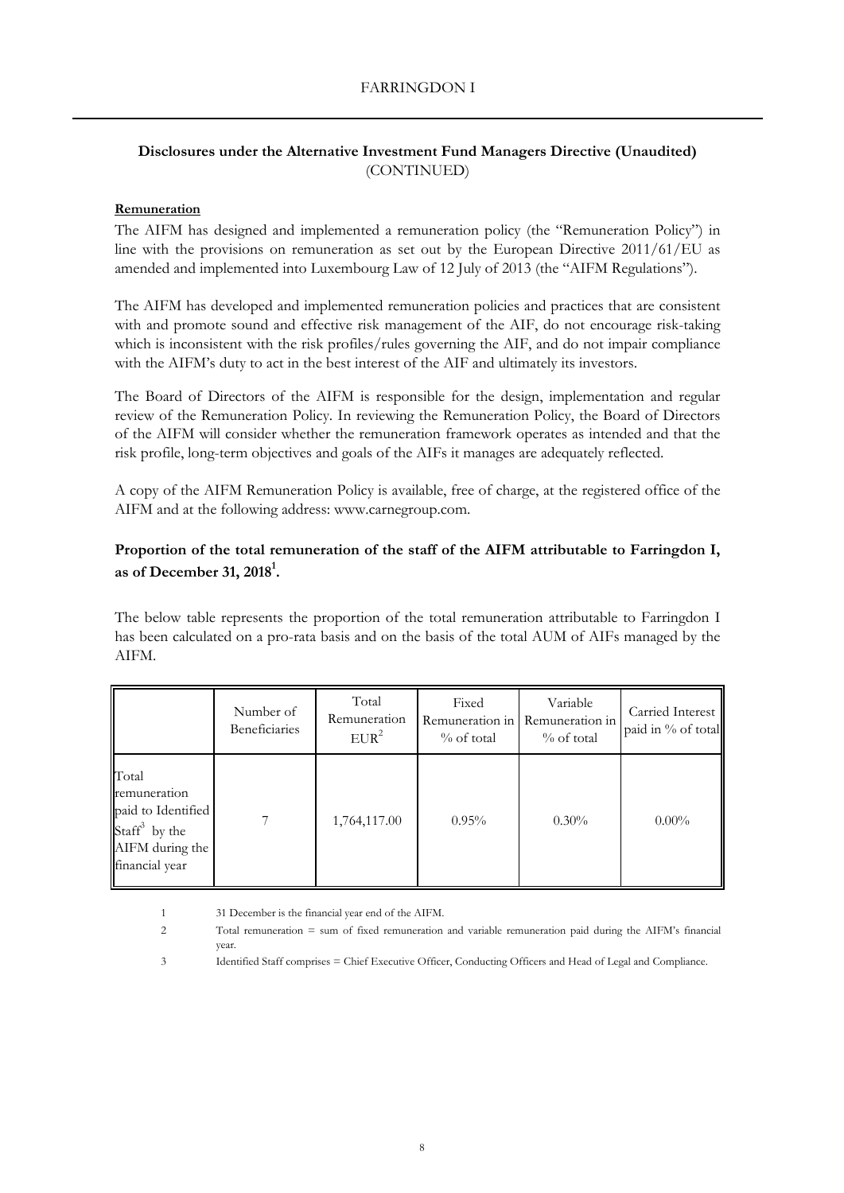## Disclosures under the Alternative Investment Fund Managers Directive (Unaudited)
(CONTINUED)

**Remuneration**

The AIFM has designed and implemented a remuneration policy (the "Remuneration Policy") in line with the provisions on remuneration as set out by the European Directive 2011/61/EU as amended and implemented into Luxembourg Law of 12 July of 2013 (the "AIFM Regulations").

The AIFM has developed and implemented remuneration policies and practices that are consistent with and promote sound and effective risk management of the AIF, do not encourage risk-taking which is inconsistent with the risk profiles/rules governing the AIF, and do not impair compliance with the AIFM's duty to act in the best interest of the AIF and ultimately its investors.

The Board of Directors of the AIFM is responsible for the design, implementation and regular review of the Remuneration Policy. In reviewing the Remuneration Policy, the Board of Directors of the AIFM will consider whether the remuneration framework operates as intended and that the risk profile, long-term objectives and goals of the AIFs it manages are adequately reflected.

A copy of the AIFM Remuneration Policy is available, free of charge, at the registered office of the AIFM and at the following address: www.carnegroup.com.

### Proportion of the total remuneration of the staff of the AIFM attributable to Farringdon I, as of December 31, 2018[1].

The below table represents the proportion of the total remuneration attributable to Farringdon I has been calculated on a pro-rata basis and on the basis of the total AUM of AIFs managed by the AIFM.

| | Number of Beneficiaries | Total Remuneration EUR[2] | Fixed Remuneration in % of total | Variable Remuneration in % of total | Carried Interest paid in % of total |
|---|---|---|---|---|---|
| Total remuneration paid to Identified Staff[3] by the AIFM during the financial year | 7 | 1,764,117.00 | 0.95% | 0.30% | 0.00% |

1 31 December is the financial year end of the AIFM.

2 Total remuneration = sum of fixed remuneration and variable remuneration paid during the AIFM's financial year.

3 Identified Staff comprises = Chief Executive Officer, Conducting Officers and Head of Legal and Compliance.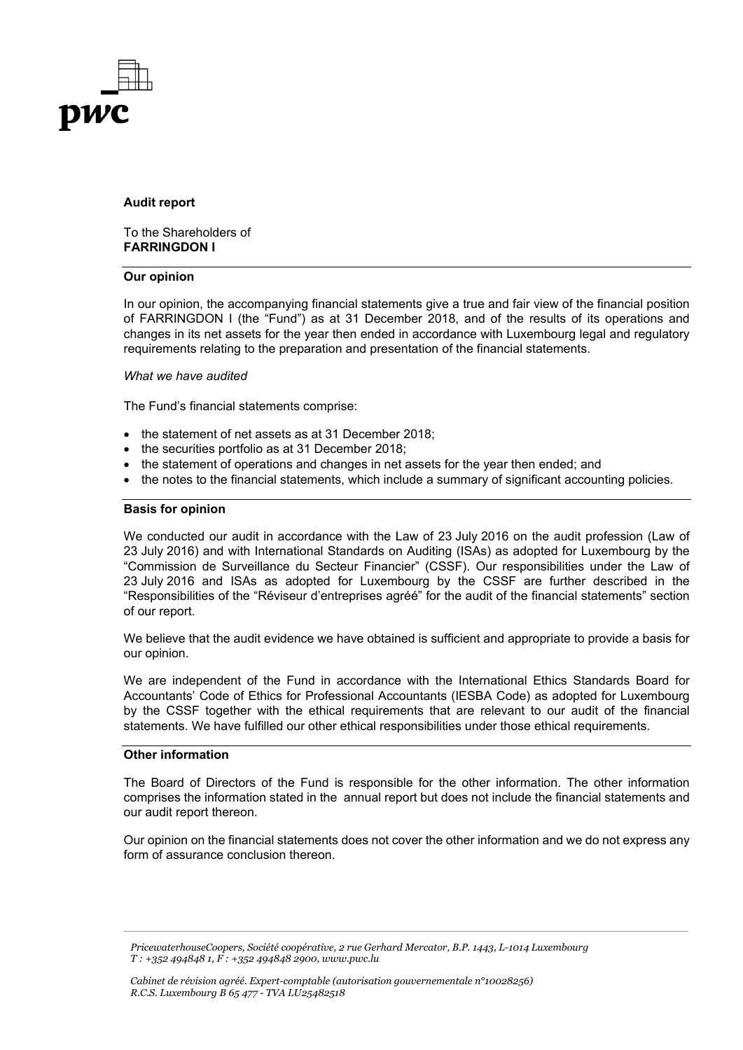**Audit report**

To the Shareholders of
**FARRINGDON I**

**Our opinion**

In our opinion, the accompanying financial statements give a true and fair view of the financial position of FARRINGDON I (the "Fund") as at 31 December 2018, and of the results of its operations and changes in its net assets for the year then ended in accordance with Luxembourg legal and regulatory requirements relating to the preparation and presentation of the financial statements.

*What we have audited*

The Fund's financial statements comprise:

- the statement of net assets as at 31 December 2018;
- the securities portfolio as at 31 December 2018;
- the statement of operations and changes in net assets for the year then ended; and
- the notes to the financial statements, which include a summary of significant accounting policies.

**Basis for opinion**

We conducted our audit in accordance with the Law of 23 July 2016 on the audit profession (Law of 23 July 2016) and with International Standards on Auditing (ISAs) as adopted for Luxembourg by the "Commission de Surveillance du Secteur Financier" (CSSF). Our responsibilities under the Law of 23 July 2016 and ISAs as adopted for Luxembourg by the CSSF are further described in the "Responsibilities of the "Réviseur d'entreprises agréé" for the audit of the financial statements" section of our report.

We believe that the audit evidence we have obtained is sufficient and appropriate to provide a basis for our opinion.

We are independent of the Fund in accordance with the International Ethics Standards Board for Accountants' Code of Ethics for Professional Accountants (IESBA Code) as adopted for Luxembourg by the CSSF together with the ethical requirements that are relevant to our audit of the financial statements. We have fulfilled our other ethical responsibilities under those ethical requirements.

**Other information**

The Board of Directors of the Fund is responsible for the other information. The other information comprises the information stated in the annual report but does not include the financial statements and our audit report thereon.

Our opinion on the financial statements does not cover the other information and we do not express any form of assurance conclusion thereon.

*PricewaterhouseCoopers, Société coopérative, 2 rue Gerhard Mercator, B.P. 1443, L-1014 Luxembourg*
*T : +352 494848 1, F : +352 494848 2900, www.pwc.lu*

*Cabinet de révision agréé. Expert-comptable (autorisation gouvernementale n°10028256)*
*R.C.S. Luxembourg B 65 477 - TVA LU25482518*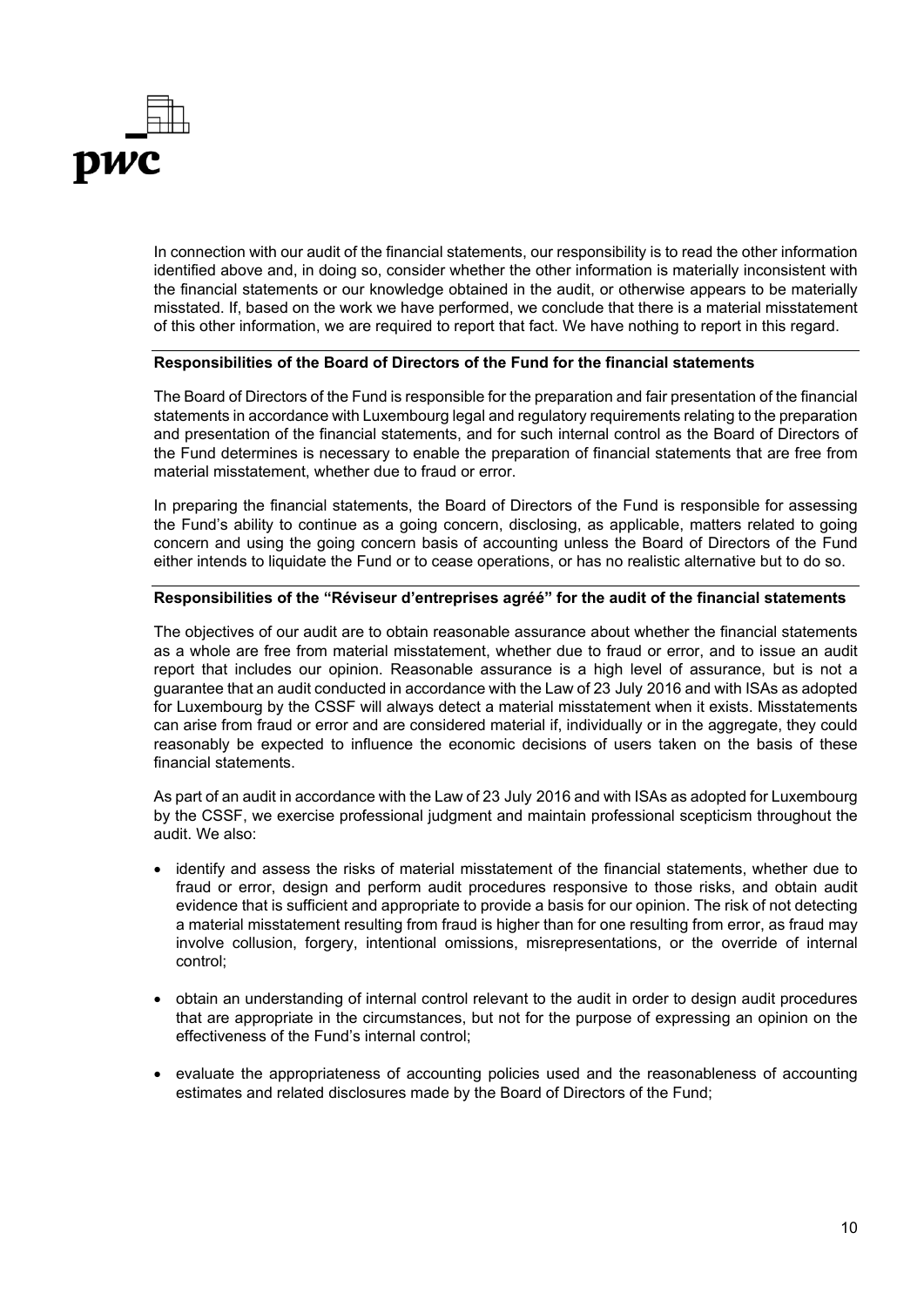In connection with our audit of the financial statements, our responsibility is to read the other information identified above and, in doing so, consider whether the other information is materially inconsistent with the financial statements or our knowledge obtained in the audit, or otherwise appears to be materially misstated. If, based on the work we have performed, we conclude that there is a material misstatement of this other information, we are required to report that fact. We have nothing to report in this regard.

**Responsibilities of the Board of Directors of the Fund for the financial statements**

The Board of Directors of the Fund is responsible for the preparation and fair presentation of the financial statements in accordance with Luxembourg legal and regulatory requirements relating to the preparation and presentation of the financial statements, and for such internal control as the Board of Directors of the Fund determines is necessary to enable the preparation of financial statements that are free from material misstatement, whether due to fraud or error.

In preparing the financial statements, the Board of Directors of the Fund is responsible for assessing the Fund's ability to continue as a going concern, disclosing, as applicable, matters related to going concern and using the going concern basis of accounting unless the Board of Directors of the Fund either intends to liquidate the Fund or to cease operations, or has no realistic alternative but to do so.

**Responsibilities of the "Réviseur d'entreprises agréé" for the audit of the financial statements**

The objectives of our audit are to obtain reasonable assurance about whether the financial statements as a whole are free from material misstatement, whether due to fraud or error, and to issue an audit report that includes our opinion. Reasonable assurance is a high level of assurance, but is not a guarantee that an audit conducted in accordance with the Law of 23 July 2016 and with ISAs as adopted for Luxembourg by the CSSF will always detect a material misstatement when it exists. Misstatements can arise from fraud or error and are considered material if, individually or in the aggregate, they could reasonably be expected to influence the economic decisions of users taken on the basis of these financial statements.

As part of an audit in accordance with the Law of 23 July 2016 and with ISAs as adopted for Luxembourg by the CSSF, we exercise professional judgment and maintain professional scepticism throughout the audit. We also:

- identify and assess the risks of material misstatement of the financial statements, whether due to fraud or error, design and perform audit procedures responsive to those risks, and obtain audit evidence that is sufficient and appropriate to provide a basis for our opinion. The risk of not detecting a material misstatement resulting from fraud is higher than for one resulting from error, as fraud may involve collusion, forgery, intentional omissions, misrepresentations, or the override of internal control;

- obtain an understanding of internal control relevant to the audit in order to design audit procedures that are appropriate in the circumstances, but not for the purpose of expressing an opinion on the effectiveness of the Fund's internal control;

- evaluate the appropriateness of accounting policies used and the reasonableness of accounting estimates and related disclosures made by the Board of Directors of the Fund;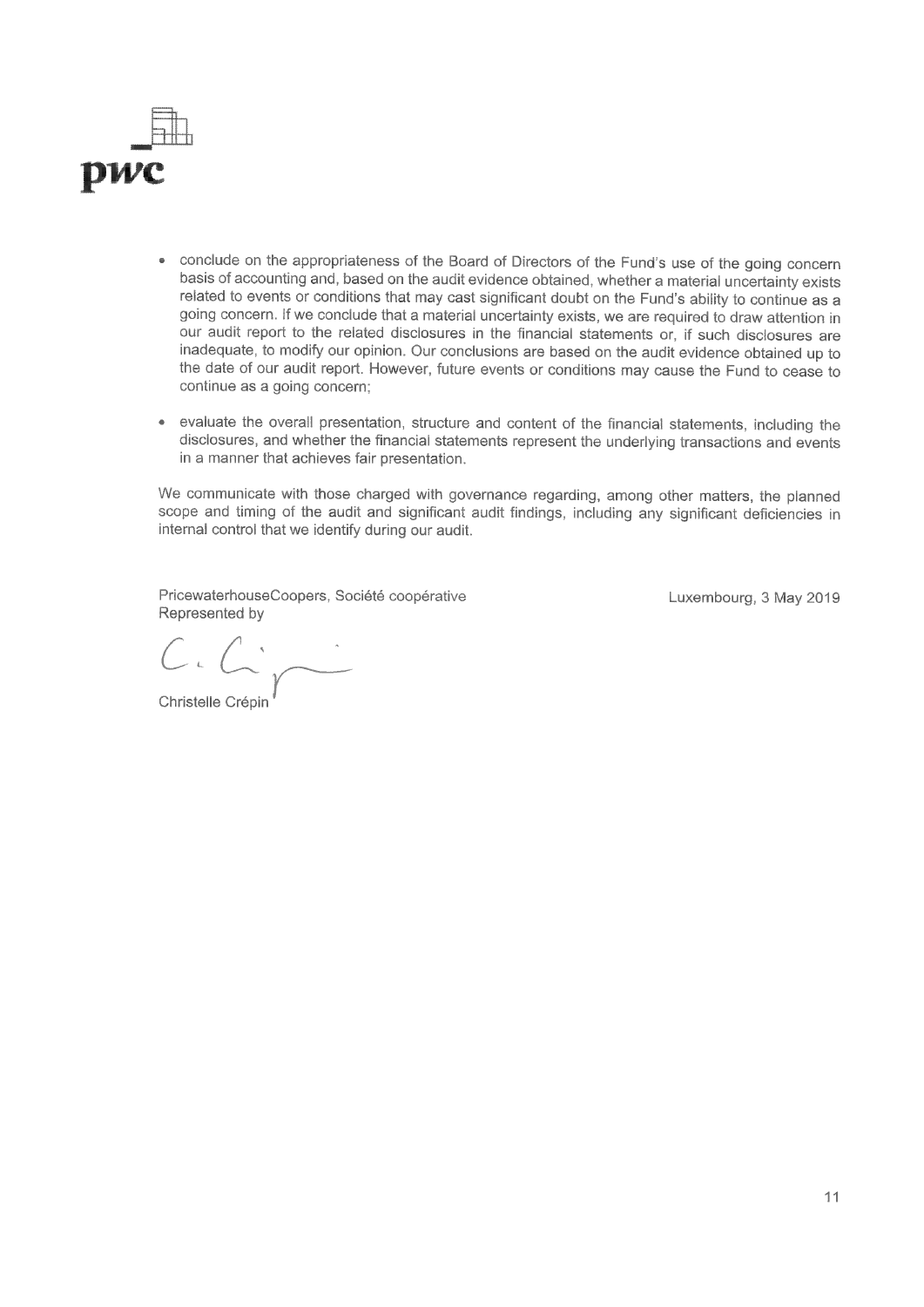- conclude on the appropriateness of the Board of Directors of the Fund's use of the going concern basis of accounting and, based on the audit evidence obtained, whether a material uncertainty exists related to events or conditions that may cast significant doubt on the Fund's ability to continue as a going concern. If we conclude that a material uncertainty exists, we are required to draw attention in our audit report to the related disclosures in the financial statements or, if such disclosures are inadequate, to modify our opinion. Our conclusions are based on the audit evidence obtained up to the date of our audit report. However, future events or conditions may cause the Fund to cease to continue as a going concern;

- evaluate the overall presentation, structure and content of the financial statements, including the disclosures, and whether the financial statements represent the underlying transactions and events in a manner that achieves fair presentation.

We communicate with those charged with governance regarding, among other matters, the planned scope and timing of the audit and significant audit findings, including any significant deficiencies in internal control that we identify during our audit.

PricewaterhouseCoopers, Société coopérative
Represented by

Christelle Crépin

Luxembourg, 3 May 2019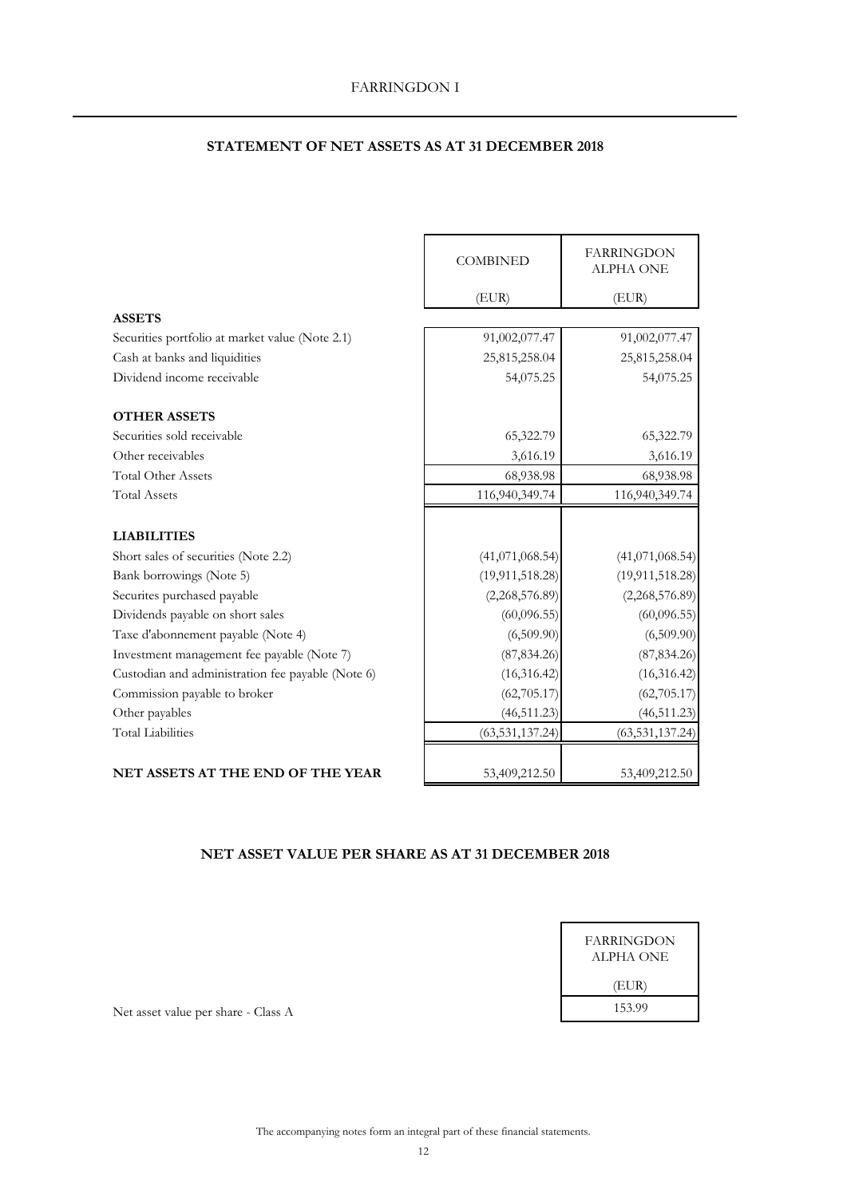FARRINGDON I

## STATEMENT OF NET ASSETS AS AT 31 DECEMBER 2018

| | COMBINED | FARRINGDON ALPHA ONE |
|---|---|---|
| | (EUR) | (EUR) |
| **ASSETS** | | |
| Securities portfolio at market value (Note 2.1) | 91,002,077.47 | 91,002,077.47 |
| Cash at banks and liquidities | 25,815,258.04 | 25,815,258.04 |
| Dividend income receivable | 54,075.25 | 54,075.25 |
| **OTHER ASSETS** | | |
| Securities sold receivable | 65,322.79 | 65,322.79 |
| Other receivables | 3,616.19 | 3,616.19 |
| Total Other Assets | 68,938.98 | 68,938.98 |
| Total Assets | 116,940,349.74 | 116,940,349.74 |
| **LIABILITIES** | | |
| Short sales of securities (Note 2.2) | (41,071,068.54) | (41,071,068.54) |
| Bank borrowings (Note 5) | (19,911,518.28) | (19,911,518.28) |
| Securites purchased payable | (2,268,576.89) | (2,268,576.89) |
| Dividends payable on short sales | (60,096.55) | (60,096.55) |
| Taxe d'abonnement payable (Note 4) | (6,509.90) | (6,509.90) |
| Investment management fee payable (Note 7) | (87,834.26) | (87,834.26) |
| Custodian and administration fee payable (Note 6) | (16,316.42) | (16,316.42) |
| Commission payable to broker | (62,705.17) | (62,705.17) |
| Other payables | (46,511.23) | (46,511.23) |
| Total Liabilities | (63,531,137.24) | (63,531,137.24) |
| **NET ASSETS AT THE END OF THE YEAR** | 53,409,212.50 | 53,409,212.50 |

## NET ASSET VALUE PER SHARE AS AT 31 DECEMBER 2018

| | FARRINGDON ALPHA ONE |
|---|---|
| | (EUR) |
| Net asset value per share - Class A | 153.99 |

The accompanying notes form an integral part of these financial statements.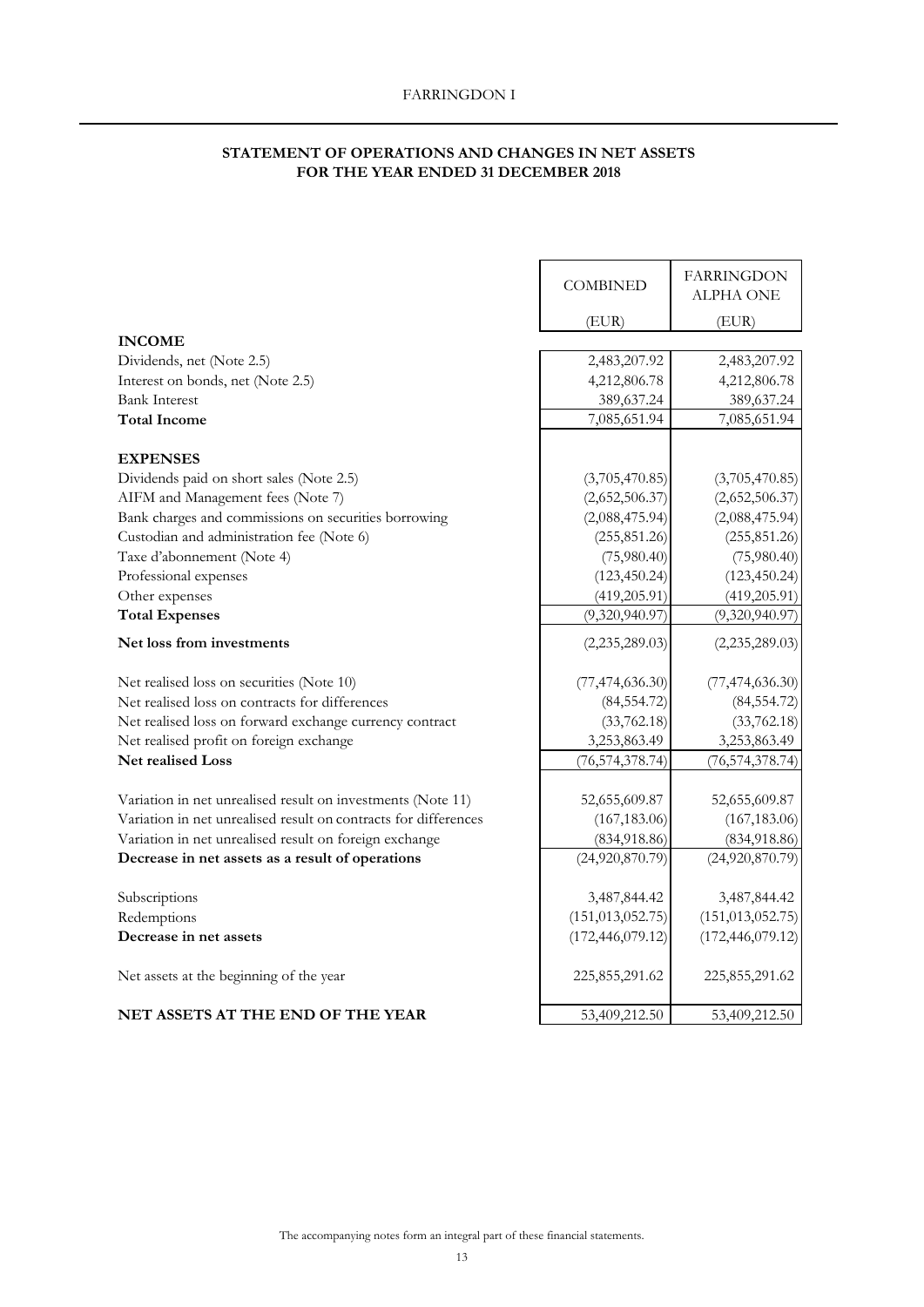## STATEMENT OF OPERATIONS AND CHANGES IN NET ASSETS FOR THE YEAR ENDED 31 DECEMBER 2018

| | COMBINED | FARRINGDON ALPHA ONE |
|---|---|---|
| | (EUR) | (EUR) |
| **INCOME** | | |
| Dividends, net (Note 2.5) | 2,483,207.92 | 2,483,207.92 |
| Interest on bonds, net (Note 2.5) | 4,212,806.78 | 4,212,806.78 |
| Bank Interest | 389,637.24 | 389,637.24 |
| **Total Income** | 7,085,651.94 | 7,085,651.94 |
| **EXPENSES** | | |
| Dividends paid on short sales (Note 2.5) | (3,705,470.85) | (3,705,470.85) |
| AIFM and Management fees (Note 7) | (2,652,506.37) | (2,652,506.37) |
| Bank charges and commissions on securities borrowing | (2,088,475.94) | (2,088,475.94) |
| Custodian and administration fee (Note 6) | (255,851.26) | (255,851.26) |
| Taxe d'abonnement (Note 4) | (75,980.40) | (75,980.40) |
| Professional expenses | (123,450.24) | (123,450.24) |
| Other expenses | (419,205.91) | (419,205.91) |
| **Total Expenses** | (9,320,940.97) | (9,320,940.97) |
| **Net loss from investments** | (2,235,289.03) | (2,235,289.03) |
| Net realised loss on securities (Note 10) | (77,474,636.30) | (77,474,636.30) |
| Net realised loss on contracts for differences | (84,554.72) | (84,554.72) |
| Net realised loss on forward exchange currency contract | (33,762.18) | (33,762.18) |
| Net realised profit on foreign exchange | 3,253,863.49 | 3,253,863.49 |
| **Net realised Loss** | (76,574,378.74) | (76,574,378.74) |
| Variation in net unrealised result on investments (Note 11) | 52,655,609.87 | 52,655,609.87 |
| Variation in net unrealised result on contracts for differences | (167,183.06) | (167,183.06) |
| Variation in net unrealised result on foreign exchange | (834,918.86) | (834,918.86) |
| **Decrease in net assets as a result of operations** | (24,920,870.79) | (24,920,870.79) |
| Subscriptions | 3,487,844.42 | 3,487,844.42 |
| Redemptions | (151,013,052.75) | (151,013,052.75) |
| **Decrease in net assets** | (172,446,079.12) | (172,446,079.12) |
| Net assets at the beginning of the year | 225,855,291.62 | 225,855,291.62 |
| **NET ASSETS AT THE END OF THE YEAR** | 53,409,212.50 | 53,409,212.50 |

The accompanying notes form an integral part of these financial statements.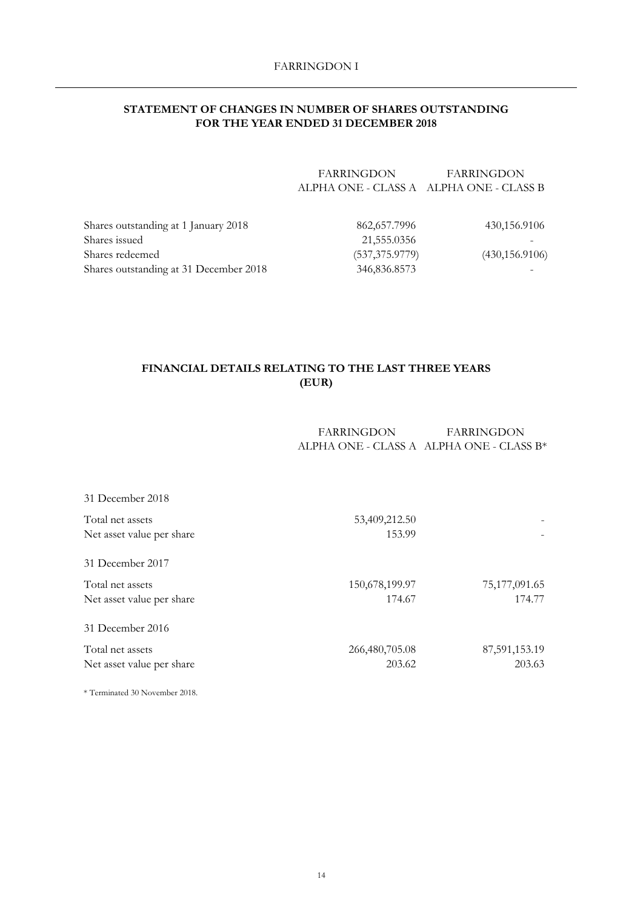## STATEMENT OF CHANGES IN NUMBER OF SHARES OUTSTANDING FOR THE YEAR ENDED 31 DECEMBER 2018

| | FARRINGDON ALPHA ONE - CLASS A | FARRINGDON ALPHA ONE - CLASS B |
|---|---|---|
| Shares outstanding at 1 January 2018 | 862,657.7996 | 430,156.9106 |
| Shares issued | 21,555.0356 | - |
| Shares redeemed | (537,375.9779) | (430,156.9106) |
| Shares outstanding at 31 December 2018 | 346,836.8573 | - |

## FINANCIAL DETAILS RELATING TO THE LAST THREE YEARS (EUR)

| | FARRINGDON ALPHA ONE - CLASS A | FARRINGDON ALPHA ONE - CLASS B* |
|---|---|---|
| **31 December 2018** | | |
| Total net assets | 53,409,212.50 | - |
| Net asset value per share | 153.99 | - |
| **31 December 2017** | | |
| Total net assets | 150,678,199.97 | 75,177,091.65 |
| Net asset value per share | 174.67 | 174.77 |
| **31 December 2016** | | |
| Total net assets | 266,480,705.08 | 87,591,153.19 |
| Net asset value per share | 203.62 | 203.63 |

\* Terminated 30 November 2018.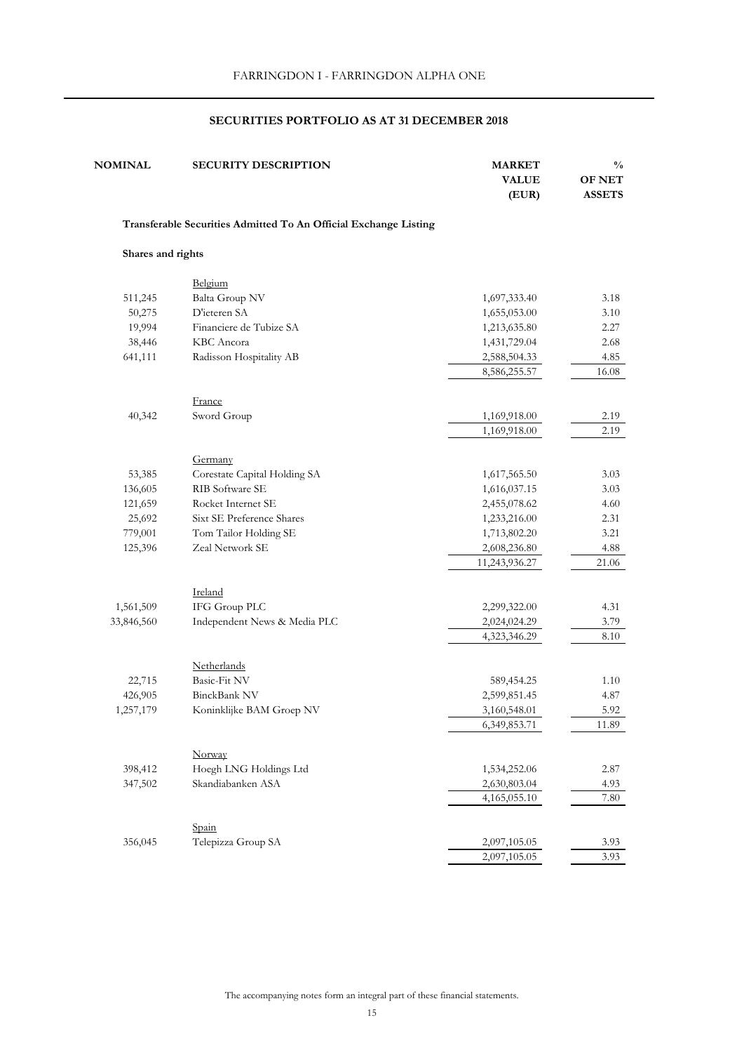## SECURITIES PORTFOLIO AS AT 31 DECEMBER 2018

| NOMINAL | SECURITY DESCRIPTION | MARKET VALUE (EUR) | % OF NET ASSETS |
|---|---|---|---|
| | **Transferable Securities Admitted To An Official Exchange Listing** | | |
| | **Shares and rights** | | |
| | Belgium | | |
| 511,245 | Balta Group NV | 1,697,333.40 | 3.18 |
| 50,275 | D'ieteren SA | 1,655,053.00 | 3.10 |
| 19,994 | Financiere de Tubize SA | 1,213,635.80 | 2.27 |
| 38,446 | KBC Ancora | 1,431,729.04 | 2.68 |
| 641,111 | Radisson Hospitality AB | 2,588,504.33 | 4.85 |
| | | 8,586,255.57 | 16.08 |
| | France | | |
| 40,342 | Sword Group | 1,169,918.00 | 2.19 |
| | | 1,169,918.00 | 2.19 |
| | Germany | | |
| 53,385 | Corestate Capital Holding SA | 1,617,565.50 | 3.03 |
| 136,605 | RIB Software SE | 1,616,037.15 | 3.03 |
| 121,659 | Rocket Internet SE | 2,455,078.62 | 4.60 |
| 25,692 | Sixt SE Preference Shares | 1,233,216.00 | 2.31 |
| 779,001 | Tom Tailor Holding SE | 1,713,802.20 | 3.21 |
| 125,396 | Zeal Network SE | 2,608,236.80 | 4.88 |
| | | 11,243,936.27 | 21.06 |
| | Ireland | | |
| 1,561,509 | IFG Group PLC | 2,299,322.00 | 4.31 |
| 33,846,560 | Independent News & Media PLC | 2,024,024.29 | 3.79 |
| | | 4,323,346.29 | 8.10 |
| | Netherlands | | |
| 22,715 | Basic-Fit NV | 589,454.25 | 1.10 |
| 426,905 | BinckBank NV | 2,599,851.45 | 4.87 |
| 1,257,179 | Koninklijke BAM Groep NV | 3,160,548.01 | 5.92 |
| | | 6,349,853.71 | 11.89 |
| | Norway | | |
| 398,412 | Hoegh LNG Holdings Ltd | 1,534,252.06 | 2.87 |
| 347,502 | Skandiabanken ASA | 2,630,803.04 | 4.93 |
| | | 4,165,055.10 | 7.80 |
| | Spain | | |
| 356,045 | Telepizza Group SA | 2,097,105.05 | 3.93 |
| | | 2,097,105.05 | 3.93 |

The accompanying notes form an integral part of these financial statements.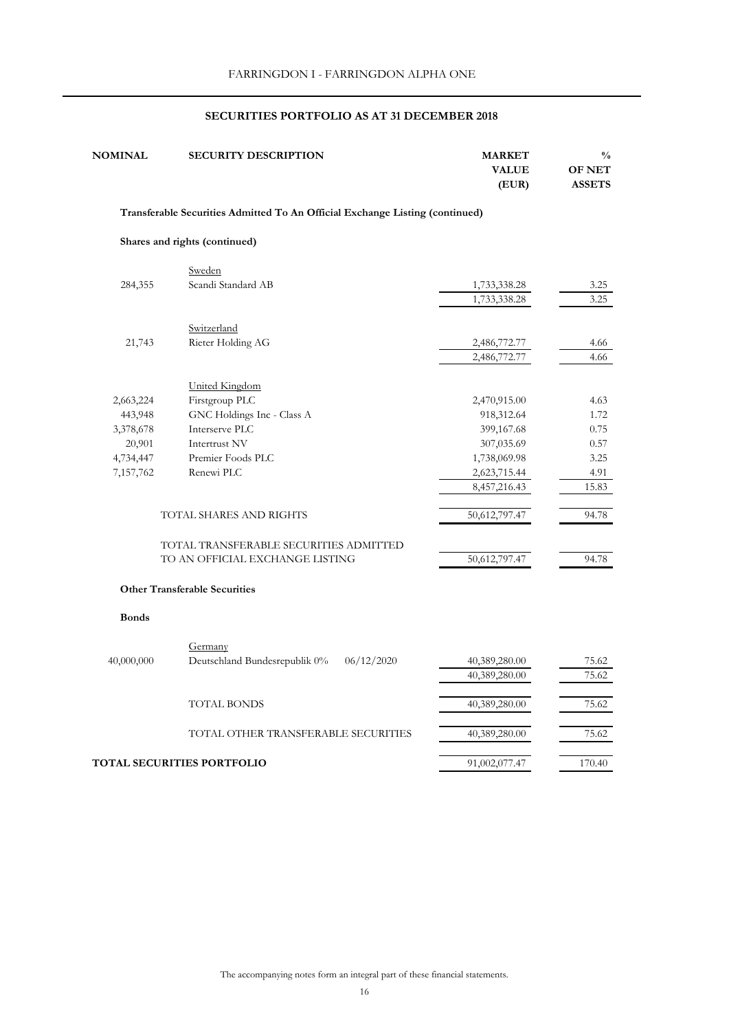## SECURITIES PORTFOLIO AS AT 31 DECEMBER 2018

| NOMINAL | SECURITY DESCRIPTION | MARKET VALUE (EUR) | % OF NET ASSETS |
|---|---|---|---|
| | **Transferable Securities Admitted To An Official Exchange Listing (continued)** | | |
| | **Shares and rights (continued)** | | |
| | Sweden | | |
| 284,355 | Scandi Standard AB | 1,733,338.28 | 3.25 |
| | | 1,733,338.28 | 3.25 |
| | Switzerland | | |
| 21,743 | Rieter Holding AG | 2,486,772.77 | 4.66 |
| | | 2,486,772.77 | 4.66 |
| | United Kingdom | | |
| 2,663,224 | Firstgroup PLC | 2,470,915.00 | 4.63 |
| 443,948 | GNC Holdings Inc - Class A | 918,312.64 | 1.72 |
| 3,378,678 | Interserve PLC | 399,167.68 | 0.75 |
| 20,901 | Intertrust NV | 307,035.69 | 0.57 |
| 4,734,447 | Premier Foods PLC | 1,738,069.98 | 3.25 |
| 7,157,762 | Renewi PLC | 2,623,715.44 | 4.91 |
| | | 8,457,216.43 | 15.83 |
| | TOTAL SHARES AND RIGHTS | 50,612,797.47 | 94.78 |
| | TOTAL TRANSFERABLE SECURITIES ADMITTED TO AN OFFICIAL EXCHANGE LISTING | 50,612,797.47 | 94.78 |
| | **Other Transferable Securities** | | |
| | **Bonds** | | |
| | Germany | | |
| 40,000,000 | Deutschland Bundesrepublik 0% 06/12/2020 | 40,389,280.00 | 75.62 |
| | | 40,389,280.00 | 75.62 |
| | TOTAL BONDS | 40,389,280.00 | 75.62 |
| | TOTAL OTHER TRANSFERABLE SECURITIES | 40,389,280.00 | 75.62 |
| **TOTAL SECURITIES PORTFOLIO** | | 91,002,077.47 | 170.40 |

The accompanying notes form an integral part of these financial statements.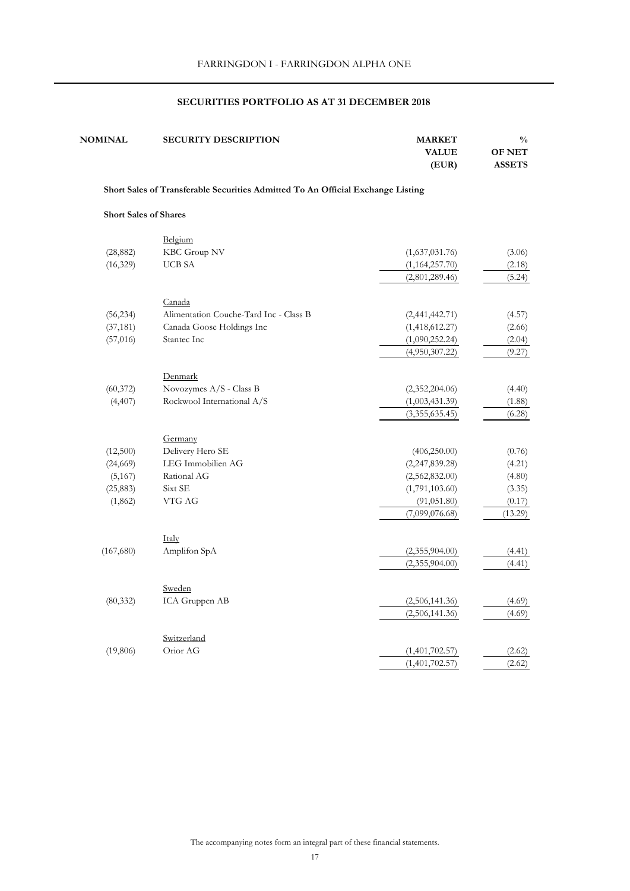# SECURITIES PORTFOLIO AS AT 31 DECEMBER 2018

| NOMINAL | SECURITY DESCRIPTION | MARKET VALUE (EUR) | % OF NET ASSETS |
|---|---|---|---|
| | **Short Sales of Transferable Securities Admitted To An Official Exchange Listing** | | |
| | **Short Sales of Shares** | | |
| | Belgium | | |
| (28,882) | KBC Group NV | (1,637,031.76) | (3.06) |
| (16,329) | UCB SA | (1,164,257.70) | (2.18) |
| | | (2,801,289.46) | (5.24) |
| | Canada | | |
| (56,234) | Alimentation Couche-Tard Inc - Class B | (2,441,442.71) | (4.57) |
| (37,181) | Canada Goose Holdings Inc | (1,418,612.27) | (2.66) |
| (57,016) | Stantec Inc | (1,090,252.24) | (2.04) |
| | | (4,950,307.22) | (9.27) |
| | Denmark | | |
| (60,372) | Novozymes A/S - Class B | (2,352,204.06) | (4.40) |
| (4,407) | Rockwool International A/S | (1,003,431.39) | (1.88) |
| | | (3,355,635.45) | (6.28) |
| | Germany | | |
| (12,500) | Delivery Hero SE | (406,250.00) | (0.76) |
| (24,669) | LEG Immobilien AG | (2,247,839.28) | (4.21) |
| (5,167) | Rational AG | (2,562,832.00) | (4.80) |
| (25,883) | Sixt SE | (1,791,103.60) | (3.35) |
| (1,862) | VTG AG | (91,051.80) | (0.17) |
| | | (7,099,076.68) | (13.29) |
| | Italy | | |
| (167,680) | Amplifon SpA | (2,355,904.00) | (4.41) |
| | | (2,355,904.00) | (4.41) |
| | Sweden | | |
| (80,332) | ICA Gruppen AB | (2,506,141.36) | (4.69) |
| | | (2,506,141.36) | (4.69) |
| | Switzerland | | |
| (19,806) | Orior AG | (1,401,702.57) | (2.62) |
| | | (1,401,702.57) | (2.62) |

The accompanying notes form an integral part of these financial statements.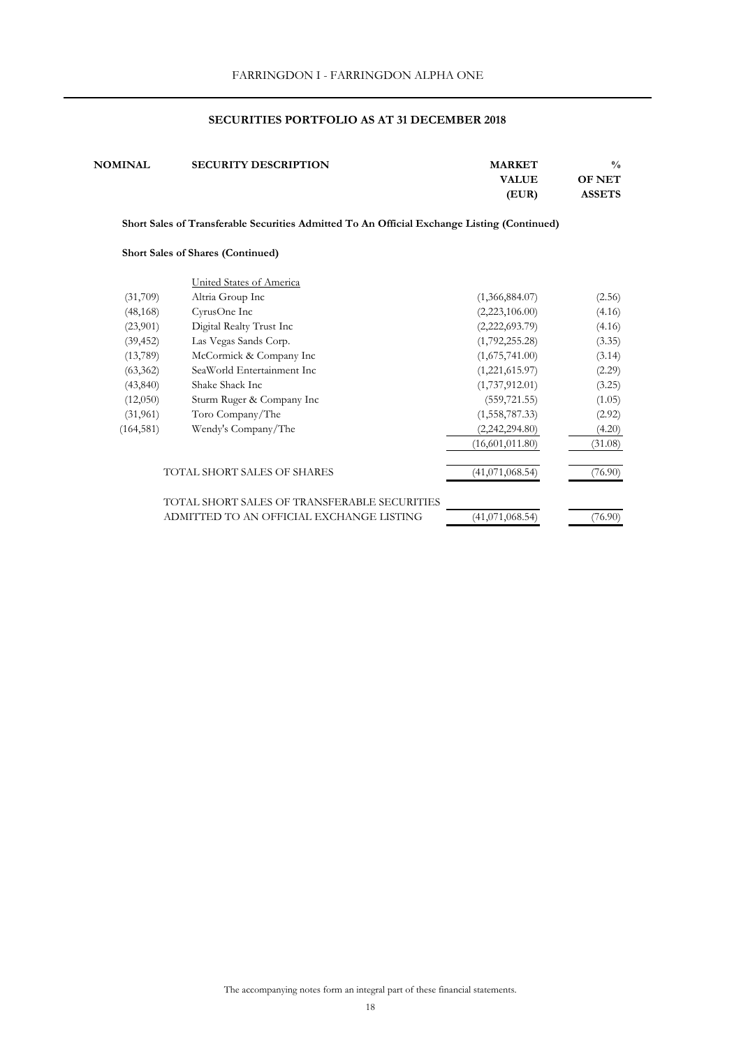FARRINGDON I - FARRINGDON ALPHA ONE

## SECURITIES PORTFOLIO AS AT 31 DECEMBER 2018

| NOMINAL | SECURITY DESCRIPTION | MARKET VALUE (EUR) | % OF NET ASSETS |
|---|---|---|---|
| | **Short Sales of Transferable Securities Admitted To An Official Exchange Listing (Continued)** | | |
| | **Short Sales of Shares (Continued)** | | |
| | United States of America | | |
| (31,709) | Altria Group Inc | (1,366,884.07) | (2.56) |
| (48,168) | CyrusOne Inc | (2,223,106.00) | (4.16) |
| (23,901) | Digital Realty Trust Inc | (2,222,693.79) | (4.16) |
| (39,452) | Las Vegas Sands Corp. | (1,792,255.28) | (3.35) |
| (13,789) | McCormick & Company Inc | (1,675,741.00) | (3.14) |
| (63,362) | SeaWorld Entertainment Inc | (1,221,615.97) | (2.29) |
| (43,840) | Shake Shack Inc | (1,737,912.01) | (3.25) |
| (12,050) | Sturm Ruger & Company Inc | (559,721.55) | (1.05) |
| (31,961) | Toro Company/The | (1,558,787.33) | (2.92) |
| (164,581) | Wendy's Company/The | (2,242,294.80) | (4.20) |
| | | (16,601,011.80) | (31.08) |
| | TOTAL SHORT SALES OF SHARES | (41,071,068.54) | (76.90) |
| | TOTAL SHORT SALES OF TRANSFERABLE SECURITIES ADMITTED TO AN OFFICIAL EXCHANGE LISTING | (41,071,068.54) | (76.90) |

The accompanying notes form an integral part of these financial statements.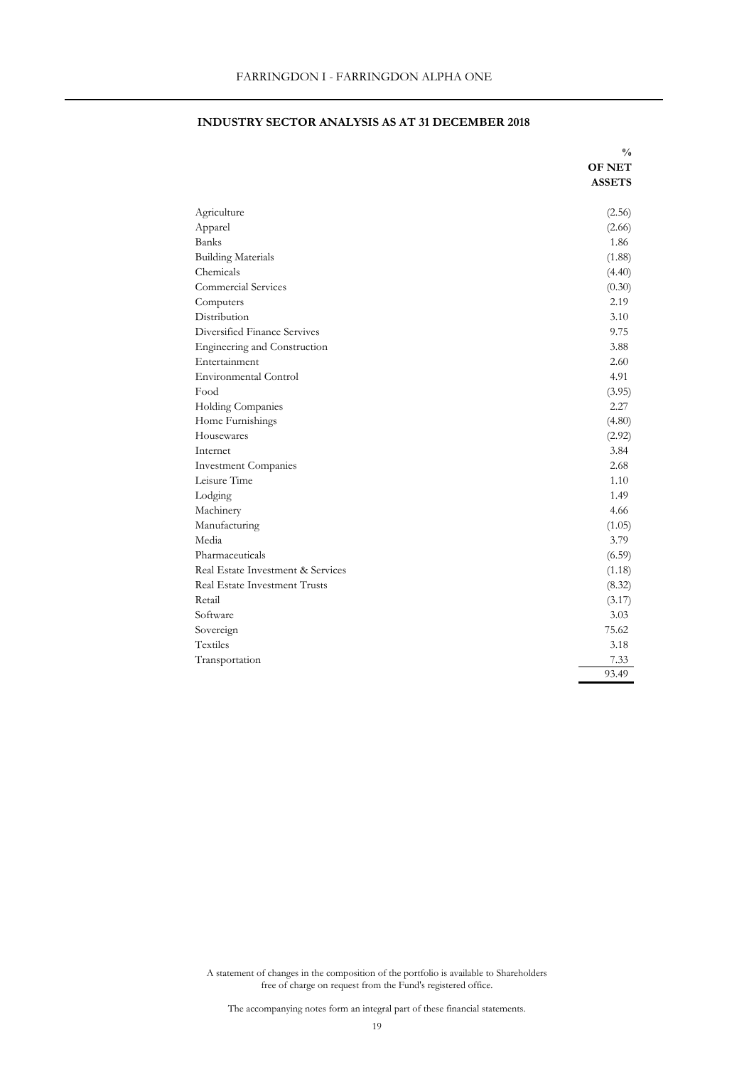## INDUSTRY SECTOR ANALYSIS AS AT 31 DECEMBER 2018

| | % OF NET ASSETS |
|---|---|
| Agriculture | (2.56) |
| Apparel | (2.66) |
| Banks | 1.86 |
| Building Materials | (1.88) |
| Chemicals | (4.40) |
| Commercial Services | (0.30) |
| Computers | 2.19 |
| Distribution | 3.10 |
| Diversified Finance Servives | 9.75 |
| Engineering and Construction | 3.88 |
| Entertainment | 2.60 |
| Environmental Control | 4.91 |
| Food | (3.95) |
| Holding Companies | 2.27 |
| Home Furnishings | (4.80) |
| Housewares | (2.92) |
| Internet | 3.84 |
| Investment Companies | 2.68 |
| Leisure Time | 1.10 |
| Lodging | 1.49 |
| Machinery | 4.66 |
| Manufacturing | (1.05) |
| Media | 3.79 |
| Pharmaceuticals | (6.59) |
| Real Estate Investment & Services | (1.18) |
| Real Estate Investment Trusts | (8.32) |
| Retail | (3.17) |
| Software | 3.03 |
| Sovereign | 75.62 |
| Textiles | 3.18 |
| Transportation | 7.33 |
| | 93.49 |

A statement of changes in the composition of the portfolio is available to Shareholders free of charge on request from the Fund's registered office.

The accompanying notes form an integral part of these financial statements.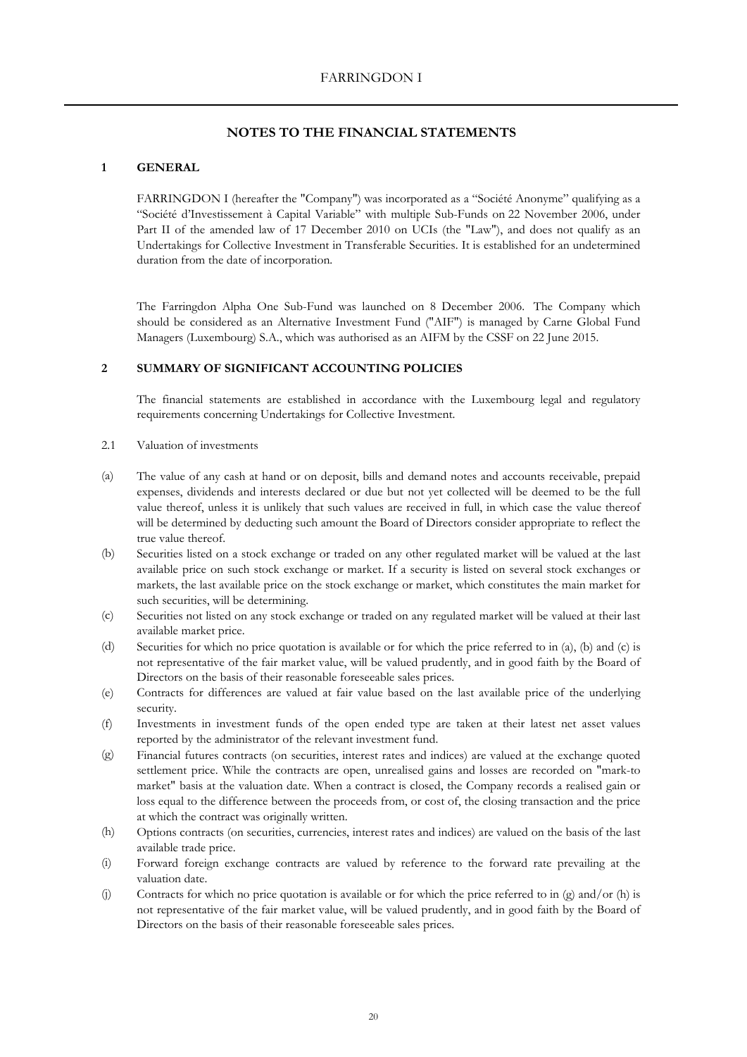# NOTES TO THE FINANCIAL STATEMENTS

## 1 GENERAL

FARRINGDON I (hereafter the "Company") was incorporated as a "Société Anonyme" qualifying as a "Société d'Investissement à Capital Variable" with multiple Sub-Funds on 22 November 2006, under Part II of the amended law of 17 December 2010 on UCIs (the "Law"), and does not qualify as an Undertakings for Collective Investment in Transferable Securities. It is established for an undetermined duration from the date of incorporation.

The Farringdon Alpha One Sub-Fund was launched on 8 December 2006. The Company which should be considered as an Alternative Investment Fund ("AIF") is managed by Carne Global Fund Managers (Luxembourg) S.A., which was authorised as an AIFM by the CSSF on 22 June 2015.

## 2 SUMMARY OF SIGNIFICANT ACCOUNTING POLICIES

The financial statements are established in accordance with the Luxembourg legal and regulatory requirements concerning Undertakings for Collective Investment.

2.1 Valuation of investments

(a) The value of any cash at hand or on deposit, bills and demand notes and accounts receivable, prepaid expenses, dividends and interests declared or due but not yet collected will be deemed to be the full value thereof, unless it is unlikely that such values are received in full, in which case the value thereof will be determined by deducting such amount the Board of Directors consider appropriate to reflect the true value thereof.

(b) Securities listed on a stock exchange or traded on any other regulated market will be valued at the last available price on such stock exchange or market. If a security is listed on several stock exchanges or markets, the last available price on the stock exchange or market, which constitutes the main market for such securities, will be determining.

(c) Securities not listed on any stock exchange or traded on any regulated market will be valued at their last available market price.

(d) Securities for which no price quotation is available or for which the price referred to in (a), (b) and (c) is not representative of the fair market value, will be valued prudently, and in good faith by the Board of Directors on the basis of their reasonable foreseeable sales prices.

(e) Contracts for differences are valued at fair value based on the last available price of the underlying security.

(f) Investments in investment funds of the open ended type are taken at their latest net asset values reported by the administrator of the relevant investment fund.

(g) Financial futures contracts (on securities, interest rates and indices) are valued at the exchange quoted settlement price. While the contracts are open, unrealised gains and losses are recorded on "mark-to market" basis at the valuation date. When a contract is closed, the Company records a realised gain or loss equal to the difference between the proceeds from, or cost of, the closing transaction and the price at which the contract was originally written.

(h) Options contracts (on securities, currencies, interest rates and indices) are valued on the basis of the last available trade price.

(i) Forward foreign exchange contracts are valued by reference to the forward rate prevailing at the valuation date.

(j) Contracts for which no price quotation is available or for which the price referred to in (g) and/or (h) is not representative of the fair market value, will be valued prudently, and in good faith by the Board of Directors on the basis of their reasonable foreseeable sales prices.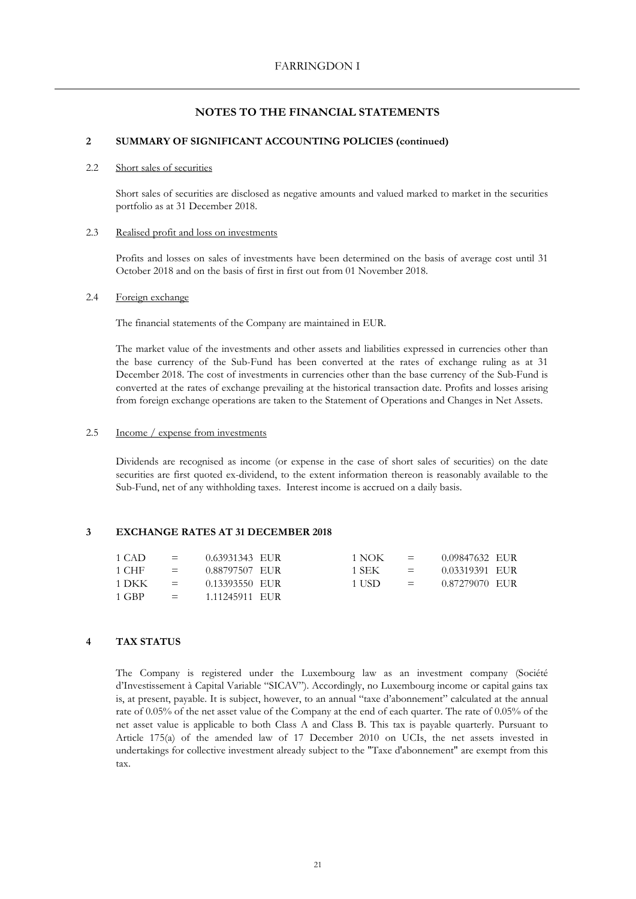## NOTES TO THE FINANCIAL STATEMENTS

### 2 SUMMARY OF SIGNIFICANT ACCOUNTING POLICIES (continued)

#### 2.2 Short sales of securities

Short sales of securities are disclosed as negative amounts and valued marked to market in the securities portfolio as at 31 December 2018.

#### 2.3 Realised profit and loss on investments

Profits and losses on sales of investments have been determined on the basis of average cost until 31 October 2018 and on the basis of first in first out from 01 November 2018.

#### 2.4 Foreign exchange

The financial statements of the Company are maintained in EUR.

The market value of the investments and other assets and liabilities expressed in currencies other than the base currency of the Sub-Fund has been converted at the rates of exchange ruling as at 31 December 2018. The cost of investments in currencies other than the base currency of the Sub-Fund is converted at the rates of exchange prevailing at the historical transaction date. Profits and losses arising from foreign exchange operations are taken to the Statement of Operations and Changes in Net Assets.

#### 2.5 Income / expense from investments

Dividends are recognised as income (or expense in the case of short sales of securities) on the date securities are first quoted ex-dividend, to the extent information thereon is reasonably available to the Sub-Fund, net of any withholding taxes. Interest income is accrued on a daily basis.

### 3 EXCHANGE RATES AT 31 DECEMBER 2018

| | | | | | | | |
|---|---|---|---|---|---|---|---|
| 1 CAD | = | 0.63931343 | EUR | 1 NOK | = | 0.09847632 | EUR |
| 1 CHF | = | 0.88797507 | EUR | 1 SEK | = | 0.03319391 | EUR |
| 1 DKK | = | 0.13393550 | EUR | 1 USD | = | 0.87279070 | EUR |
| 1 GBP | = | 1.11245911 | EUR | | | | |

### 4 TAX STATUS

The Company is registered under the Luxembourg law as an investment company (Société d'Investissement à Capital Variable "SICAV"). Accordingly, no Luxembourg income or capital gains tax is, at present, payable. It is subject, however, to an annual "taxe d'abonnement" calculated at the annual rate of 0.05% of the net asset value of the Company at the end of each quarter. The rate of 0.05% of the net asset value is applicable to both Class A and Class B. This tax is payable quarterly. Pursuant to Article 175(a) of the amended law of 17 December 2010 on UCIs, the net assets invested in undertakings for collective investment already subject to the "Taxe d'abonnement" are exempt from this tax.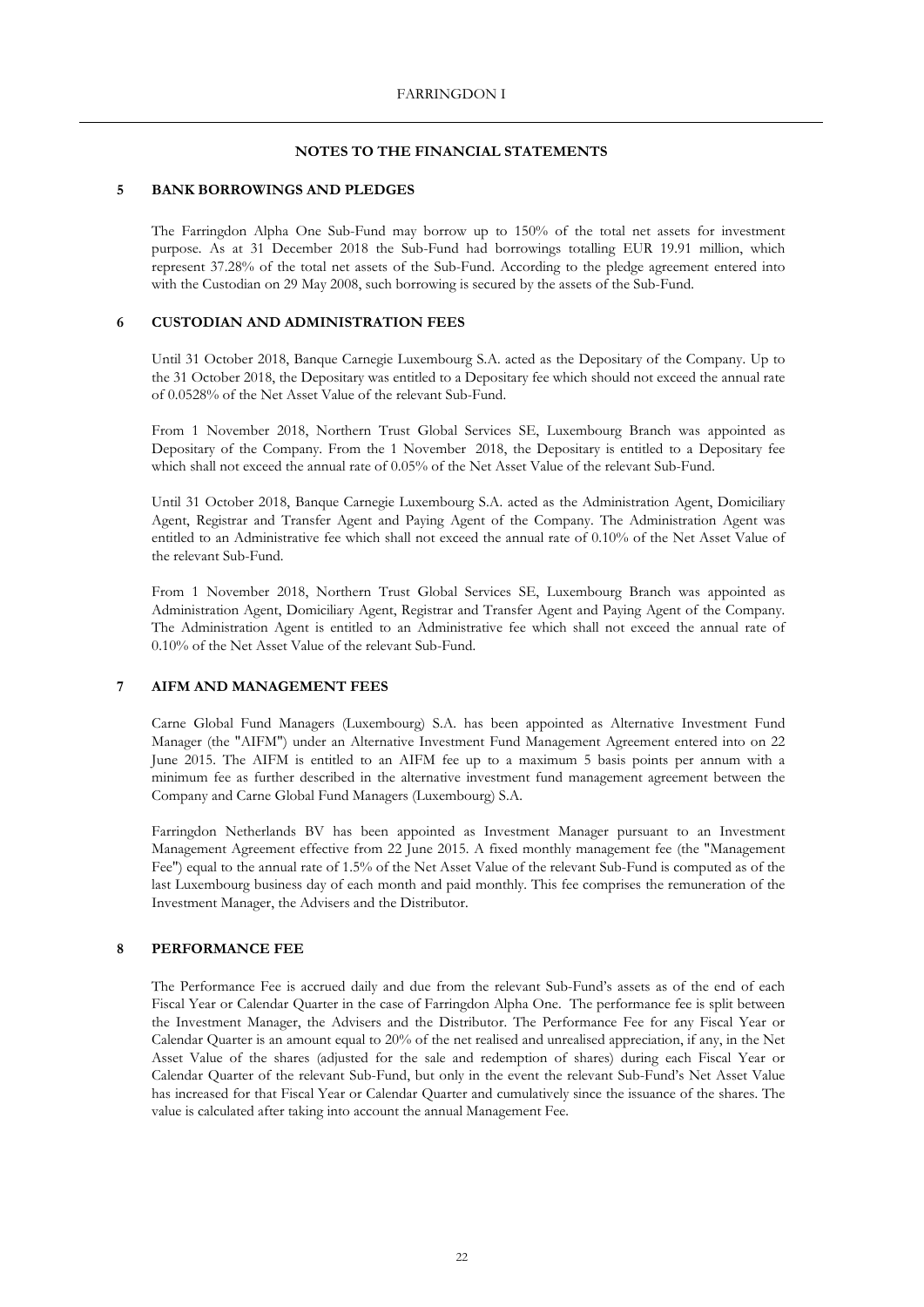## NOTES TO THE FINANCIAL STATEMENTS

### 5 BANK BORROWINGS AND PLEDGES

The Farringdon Alpha One Sub-Fund may borrow up to 150% of the total net assets for investment purpose. As at 31 December 2018 the Sub-Fund had borrowings totalling EUR 19.91 million, which represent 37.28% of the total net assets of the Sub-Fund. According to the pledge agreement entered into with the Custodian on 29 May 2008, such borrowing is secured by the assets of the Sub-Fund.

### 6 CUSTODIAN AND ADMINISTRATION FEES

Until 31 October 2018, Banque Carnegie Luxembourg S.A. acted as the Depositary of the Company. Up to the 31 October 2018, the Depositary was entitled to a Depositary fee which should not exceed the annual rate of 0.0528% of the Net Asset Value of the relevant Sub-Fund.

From 1 November 2018, Northern Trust Global Services SE, Luxembourg Branch was appointed as Depositary of the Company. From the 1 November 2018, the Depositary is entitled to a Depositary fee which shall not exceed the annual rate of 0.05% of the Net Asset Value of the relevant Sub-Fund.

Until 31 October 2018, Banque Carnegie Luxembourg S.A. acted as the Administration Agent, Domiciliary Agent, Registrar and Transfer Agent and Paying Agent of the Company. The Administration Agent was entitled to an Administrative fee which shall not exceed the annual rate of 0.10% of the Net Asset Value of the relevant Sub-Fund.

From 1 November 2018, Northern Trust Global Services SE, Luxembourg Branch was appointed as Administration Agent, Domiciliary Agent, Registrar and Transfer Agent and Paying Agent of the Company. The Administration Agent is entitled to an Administrative fee which shall not exceed the annual rate of 0.10% of the Net Asset Value of the relevant Sub-Fund.

### 7 AIFM AND MANAGEMENT FEES

Carne Global Fund Managers (Luxembourg) S.A. has been appointed as Alternative Investment Fund Manager (the "AIFM") under an Alternative Investment Fund Management Agreement entered into on 22 June 2015. The AIFM is entitled to an AIFM fee up to a maximum 5 basis points per annum with a minimum fee as further described in the alternative investment fund management agreement between the Company and Carne Global Fund Managers (Luxembourg) S.A.

Farringdon Netherlands BV has been appointed as Investment Manager pursuant to an Investment Management Agreement effective from 22 June 2015. A fixed monthly management fee (the "Management Fee") equal to the annual rate of 1.5% of the Net Asset Value of the relevant Sub-Fund is computed as of the last Luxembourg business day of each month and paid monthly. This fee comprises the remuneration of the Investment Manager, the Advisers and the Distributor.

### 8 PERFORMANCE FEE

The Performance Fee is accrued daily and due from the relevant Sub-Fund's assets as of the end of each Fiscal Year or Calendar Quarter in the case of Farringdon Alpha One. The performance fee is split between the Investment Manager, the Advisers and the Distributor. The Performance Fee for any Fiscal Year or Calendar Quarter is an amount equal to 20% of the net realised and unrealised appreciation, if any, in the Net Asset Value of the shares (adjusted for the sale and redemption of shares) during each Fiscal Year or Calendar Quarter of the relevant Sub-Fund, but only in the event the relevant Sub-Fund's Net Asset Value has increased for that Fiscal Year or Calendar Quarter and cumulatively since the issuance of the shares. The value is calculated after taking into account the annual Management Fee.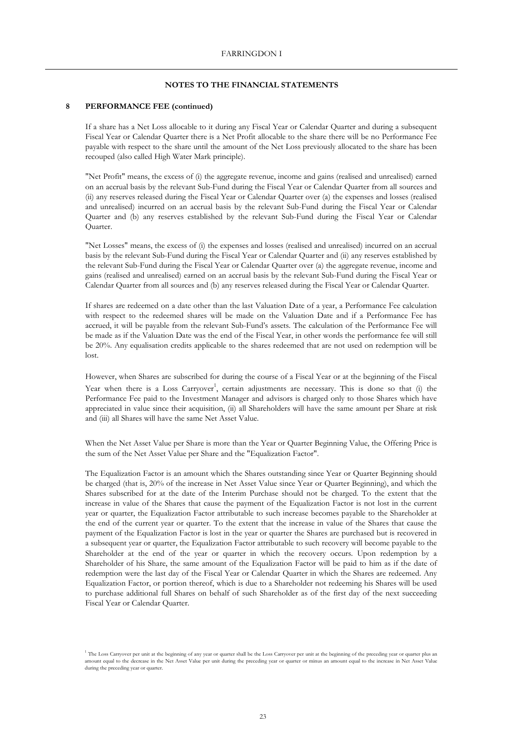## NOTES TO THE FINANCIAL STATEMENTS

### 8 PERFORMANCE FEE (continued)

If a share has a Net Loss allocable to it during any Fiscal Year or Calendar Quarter and during a subsequent Fiscal Year or Calendar Quarter there is a Net Profit allocable to the share there will be no Performance Fee payable with respect to the share until the amount of the Net Loss previously allocated to the share has been recouped (also called High Water Mark principle).

"Net Profit" means, the excess of (i) the aggregate revenue, income and gains (realised and unrealised) earned on an accrual basis by the relevant Sub-Fund during the Fiscal Year or Calendar Quarter from all sources and (ii) any reserves released during the Fiscal Year or Calendar Quarter over (a) the expenses and losses (realised and unrealised) incurred on an accrual basis by the relevant Sub-Fund during the Fiscal Year or Calendar Quarter and (b) any reserves established by the relevant Sub-Fund during the Fiscal Year or Calendar Quarter.

"Net Losses" means, the excess of (i) the expenses and losses (realised and unrealised) incurred on an accrual basis by the relevant Sub-Fund during the Fiscal Year or Calendar Quarter and (ii) any reserves established by the relevant Sub-Fund during the Fiscal Year or Calendar Quarter over (a) the aggregate revenue, income and gains (realised and unrealised) earned on an accrual basis by the relevant Sub-Fund during the Fiscal Year or Calendar Quarter from all sources and (b) any reserves released during the Fiscal Year or Calendar Quarter.

If shares are redeemed on a date other than the last Valuation Date of a year, a Performance Fee calculation with respect to the redeemed shares will be made on the Valuation Date and if a Performance Fee has accrued, it will be payable from the relevant Sub-Fund's assets. The calculation of the Performance Fee will be made as if the Valuation Date was the end of the Fiscal Year, in other words the performance fee will still be 20%. Any equalisation credits applicable to the shares redeemed that are not used on redemption will be lost.

However, when Shares are subscribed for during the course of a Fiscal Year or at the beginning of the Fiscal Year when there is a Loss Carryover[1], certain adjustments are necessary. This is done so that (i) the Performance Fee paid to the Investment Manager and advisors is charged only to those Shares which have appreciated in value since their acquisition, (ii) all Shareholders will have the same amount per Share at risk and (iii) all Shares will have the same Net Asset Value.

When the Net Asset Value per Share is more than the Year or Quarter Beginning Value, the Offering Price is the sum of the Net Asset Value per Share and the "Equalization Factor".

The Equalization Factor is an amount which the Shares outstanding since Year or Quarter Beginning should be charged (that is, 20% of the increase in Net Asset Value since Year or Quarter Beginning), and which the Shares subscribed for at the date of the Interim Purchase should not be charged. To the extent that the increase in value of the Shares that cause the payment of the Equalization Factor is not lost in the current year or quarter, the Equalization Factor attributable to such increase becomes payable to the Shareholder at the end of the current year or quarter. To the extent that the increase in value of the Shares that cause the payment of the Equalization Factor is lost in the year or quarter the Shares are purchased but is recovered in a subsequent year or quarter, the Equalization Factor attributable to such recovery will become payable to the Shareholder at the end of the year or quarter in which the recovery occurs. Upon redemption by a Shareholder of his Share, the same amount of the Equalization Factor will be paid to him as if the date of redemption were the last day of the Fiscal Year or Calendar Quarter in which the Shares are redeemed. Any Equalization Factor, or portion thereof, which is due to a Shareholder not redeeming his Shares will be used to purchase additional full Shares on behalf of such Shareholder as of the first day of the next succeeding Fiscal Year or Calendar Quarter.

[1] The Loss Carryover per unit at the beginning of any year or quarter shall be the Loss Carryover per unit at the beginning of the preceding year or quarter plus an amount equal to the decrease in the Net Asset Value per unit during the preceding year or quarter or minus an amount equal to the increase in Net Asset Value during the preceding year or quarter.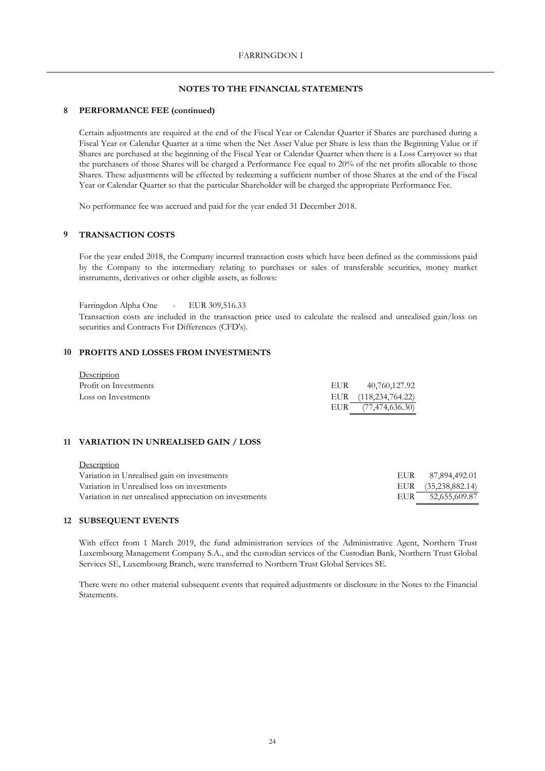## NOTES TO THE FINANCIAL STATEMENTS

### 8 PERFORMANCE FEE (continued)

Certain adjustments are required at the end of the Fiscal Year or Calendar Quarter if Shares are purchased during a Fiscal Year or Calendar Quarter at a time when the Net Asset Value per Share is less than the Beginning Value or if Shares are purchased at the beginning of the Fiscal Year or Calendar Quarter when there is a Loss Carryover so that the purchasers of those Shares will be charged a Performance Fee equal to 20% of the net profits allocable to those Shares. These adjustments will be effected by redeeming a sufficient number of those Shares at the end of the Fiscal Year or Calendar Quarter so that the particular Shareholder will be charged the appropriate Performance Fee.

No performance fee was accrued and paid for the year ended 31 December 2018.

### 9 TRANSACTION COSTS

For the year ended 2018, the Company incurred transaction costs which have been defined as the commissions paid by the Company to the intermediary relating to purchases or sales of transferable securities, money market instruments, derivatives or other eligible assets, as follows:

Farringdon Alpha One - EUR 309,516.33

Transaction costs are included in the transaction price used to calculate the realised and unrealised gain/loss on securities and Contracts For Differences (CFD's).

### 10 PROFITS AND LOSSES FROM INVESTMENTS

| Description | | |
|---|---|---|
| Profit on Investments | EUR | 40,760,127.92 |
| Loss on Investments | EUR | (118,234,764.22) |
| | EUR | (77,474,636.30) |

### 11 VARIATION IN UNREALISED GAIN / LOSS

| Description | | |
|---|---|---|
| Variation in Unrealised gain on investments | EUR | 87,894,492.01 |
| Variation in Unrealised loss on investments | EUR | (35,238,882.14) |
| Variation in net unrealised appreciation on investments | EUR | 52,655,609.87 |

### 12 SUBSEQUENT EVENTS

With effect from 1 March 2019, the fund administration services of the Administrative Agent, Northern Trust Luxembourg Management Company S.A., and the custodian services of the Custodian Bank, Northern Trust Global Services SE, Luxembourg Branch, were transferred to Northern Trust Global Services SE.

There were no other material subsequent events that required adjustments or disclosure in the Notes to the Financial Statements.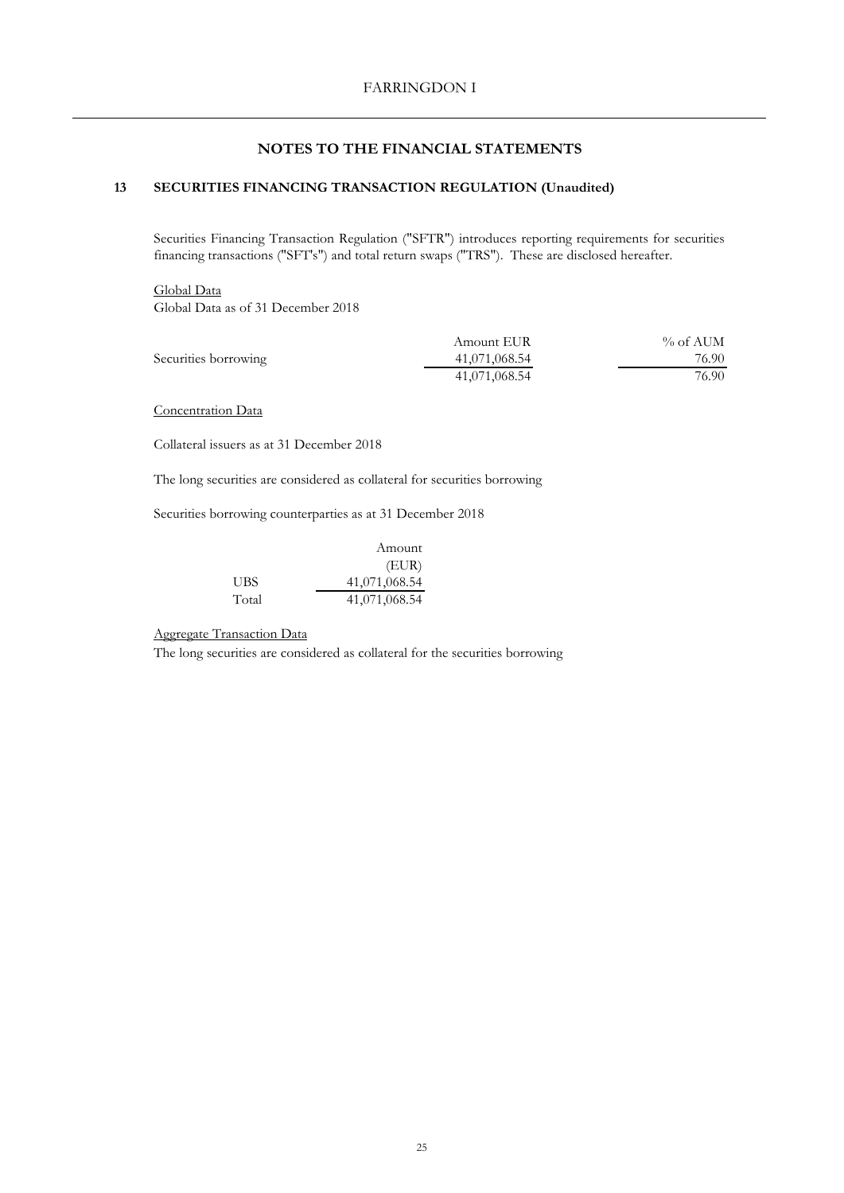## NOTES TO THE FINANCIAL STATEMENTS

### 13 SECURITIES FINANCING TRANSACTION REGULATION (Unaudited)

Securities Financing Transaction Regulation ("SFTR") introduces reporting requirements for securities financing transactions ("SFT's") and total return swaps ("TRS"). These are disclosed hereafter.

Global Data

Global Data as of 31 December 2018

| | Amount EUR | % of AUM |
|---|---|---|
| Securities borrowing | 41,071,068.54 | 76.90 |
| | 41,071,068.54 | 76.90 |

Concentration Data

Collateral issuers as at 31 December 2018

The long securities are considered as collateral for securities borrowing

Securities borrowing counterparties as at 31 December 2018

| | Amount (EUR) |
|---|---|
| UBS | 41,071,068.54 |
| Total | 41,071,068.54 |

Aggregate Transaction Data

The long securities are considered as collateral for the securities borrowing